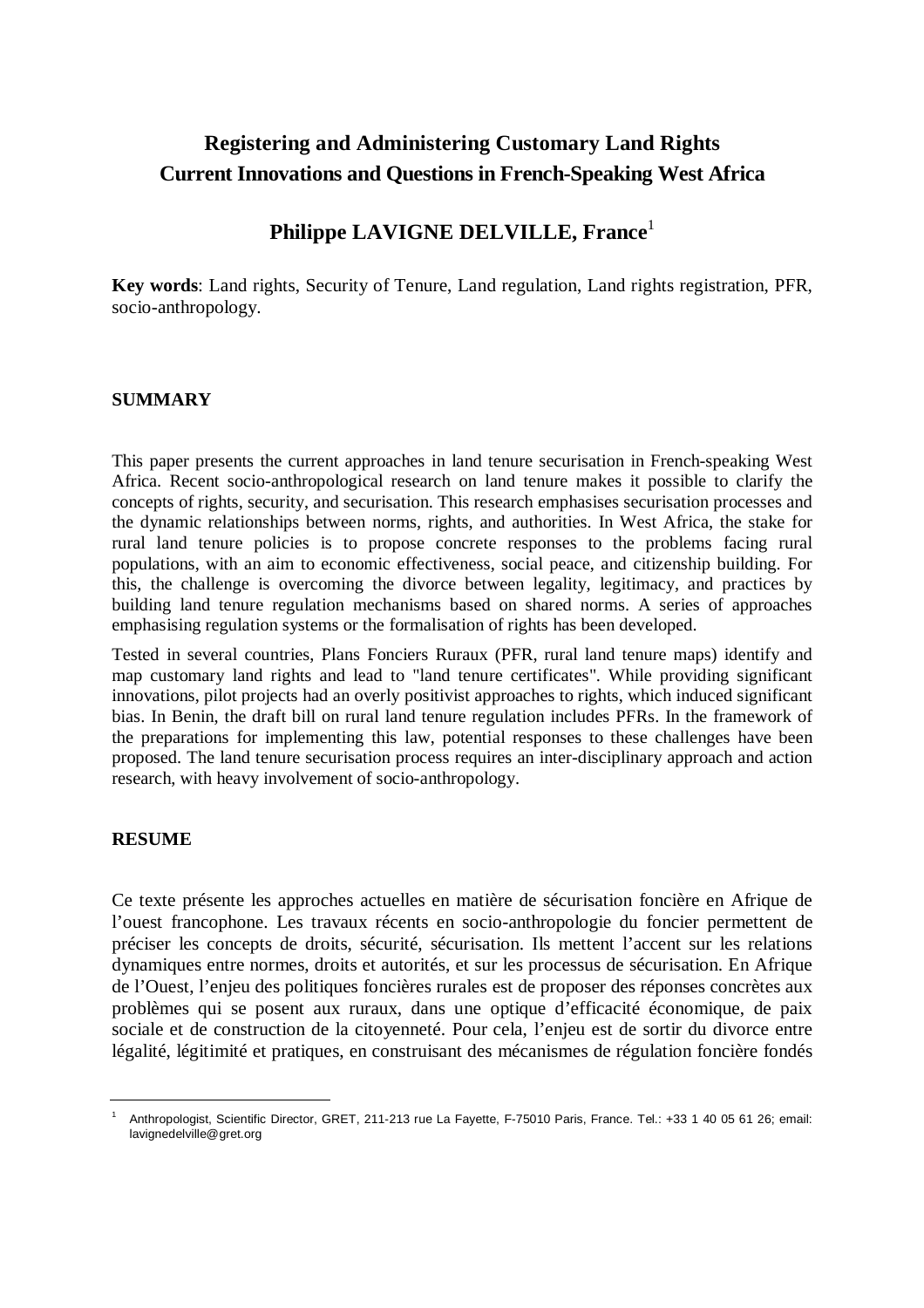# Registering and Administering Customary Land Rights
## Current Innovations and Questions in French-Speaking West Africa

**Philippe LAVIGNE DELVILLE, France**[1]

**Key words**: Land rights, Security of Tenure, Land regulation, Land rights registration, PFR, socio-anthropology.

### SUMMARY

This paper presents the current approaches in land tenure securisation in French-speaking West Africa. Recent socio-anthropological research on land tenure makes it possible to clarify the concepts of rights, security, and securisation. This research emphasises securisation processes and the dynamic relationships between norms, rights, and authorities. In West Africa, the stake for rural land tenure policies is to propose concrete responses to the problems facing rural populations, with an aim to economic effectiveness, social peace, and citizenship building. For this, the challenge is overcoming the divorce between legality, legitimacy, and practices by building land tenure regulation mechanisms based on shared norms. A series of approaches emphasising regulation systems or the formalisation of rights has been developed.

Tested in several countries, Plans Fonciers Ruraux (PFR, rural land tenure maps) identify and map customary land rights and lead to "land tenure certificates". While providing significant innovations, pilot projects had an overly positivist approaches to rights, which induced significant bias. In Benin, the draft bill on rural land tenure regulation includes PFRs. In the framework of the preparations for implementing this law, potential responses to these challenges have been proposed. The land tenure securisation process requires an inter-disciplinary approach and action research, with heavy involvement of socio-anthropology.

### RESUME

Ce texte présente les approches actuelles en matière de sécurisation foncière en Afrique de l'ouest francophone. Les travaux récents en socio-anthropologie du foncier permettent de préciser les concepts de droits, sécurité, sécurisation. Ils mettent l'accent sur les relations dynamiques entre normes, droits et autorités, et sur les processus de sécurisation. En Afrique de l'Ouest, l'enjeu des politiques foncières rurales est de proposer des réponses concrètes aux problèmes qui se posent aux ruraux, dans une optique d'efficacité économique, de paix sociale et de construction de la citoyenneté. Pour cela, l'enjeu est de sortir du divorce entre légalité, légitimité et pratiques, en construisant des mécanismes de régulation foncière fondés

---

[1] Anthropologist, Scientific Director, GRET, 211-213 rue La Fayette, F-75010 Paris, France. Tel.: +33 1 40 05 61 26; email: lavignedelville@gret.org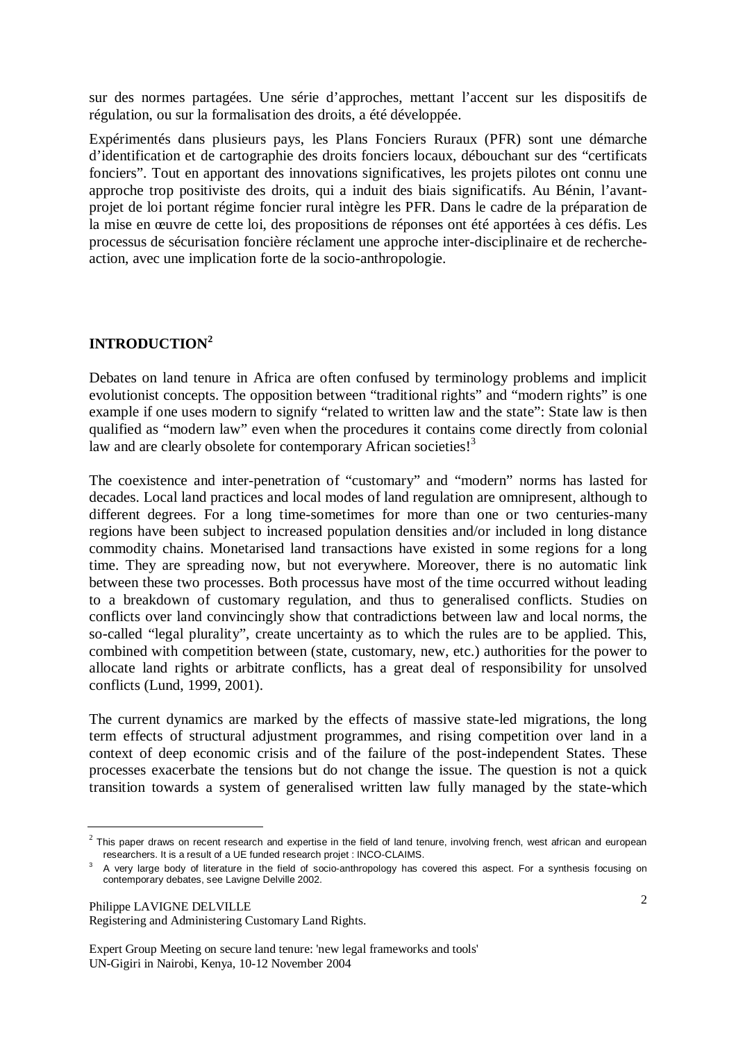sur des normes partagées. Une série d'approches, mettant l'accent sur les dispositifs de régulation, ou sur la formalisation des droits, a été développée.

Expérimentés dans plusieurs pays, les Plans Fonciers Ruraux (PFR) sont une démarche d'identification et de cartographie des droits fonciers locaux, débouchant sur des "certificats fonciers". Tout en apportant des innovations significatives, les projets pilotes ont connu une approche trop positiviste des droits, qui a induit des biais significatifs. Au Bénin, l'avant-projet de loi portant régime foncier rural intègre les PFR. Dans le cadre de la préparation de la mise en œuvre de cette loi, des propositions de réponses ont été apportées à ces défis. Les processus de sécurisation foncière réclament une approche inter-disciplinaire et de recherche-action, avec une implication forte de la socio-anthropologie.

## INTRODUCTION[2]

Debates on land tenure in Africa are often confused by terminology problems and implicit evolutionist concepts. The opposition between "traditional rights" and "modern rights" is one example if one uses modern to signify "related to written law and the state": State law is then qualified as "modern law" even when the procedures it contains come directly from colonial law and are clearly obsolete for contemporary African societies![3]

The coexistence and inter-penetration of "customary" and "modern" norms has lasted for decades. Local land practices and local modes of land regulation are omnipresent, although to different degrees. For a long time-sometimes for more than one or two centuries-many regions have been subject to increased population densities and/or included in long distance commodity chains. Monetarised land transactions have existed in some regions for a long time. They are spreading now, but not everywhere. Moreover, there is no automatic link between these two processes. Both processus have most of the time occurred without leading to a breakdown of customary regulation, and thus to generalised conflicts. Studies on conflicts over land convincingly show that contradictions between law and local norms, the so-called "legal plurality", create uncertainty as to which the rules are to be applied. This, combined with competition between (state, customary, new, etc.) authorities for the power to allocate land rights or arbitrate conflicts, has a great deal of responsibility for unsolved conflicts (Lund, 1999, 2001).

The current dynamics are marked by the effects of massive state-led migrations, the long term effects of structural adjustment programmes, and rising competition over land in a context of deep economic crisis and of the failure of the post-independent States. These processes exacerbate the tensions but do not change the issue. The question is not a quick transition towards a system of generalised written law fully managed by the state-which

---

[2] This paper draws on recent research and expertise in the field of land tenure, involving french, west african and european researchers. It is a result of a UE funded research projet : INCO-CLAIMS.

[3] A very large body of literature in the field of socio-anthropology has covered this aspect. For a synthesis focusing on contemporary debates, see Lavigne Delville 2002.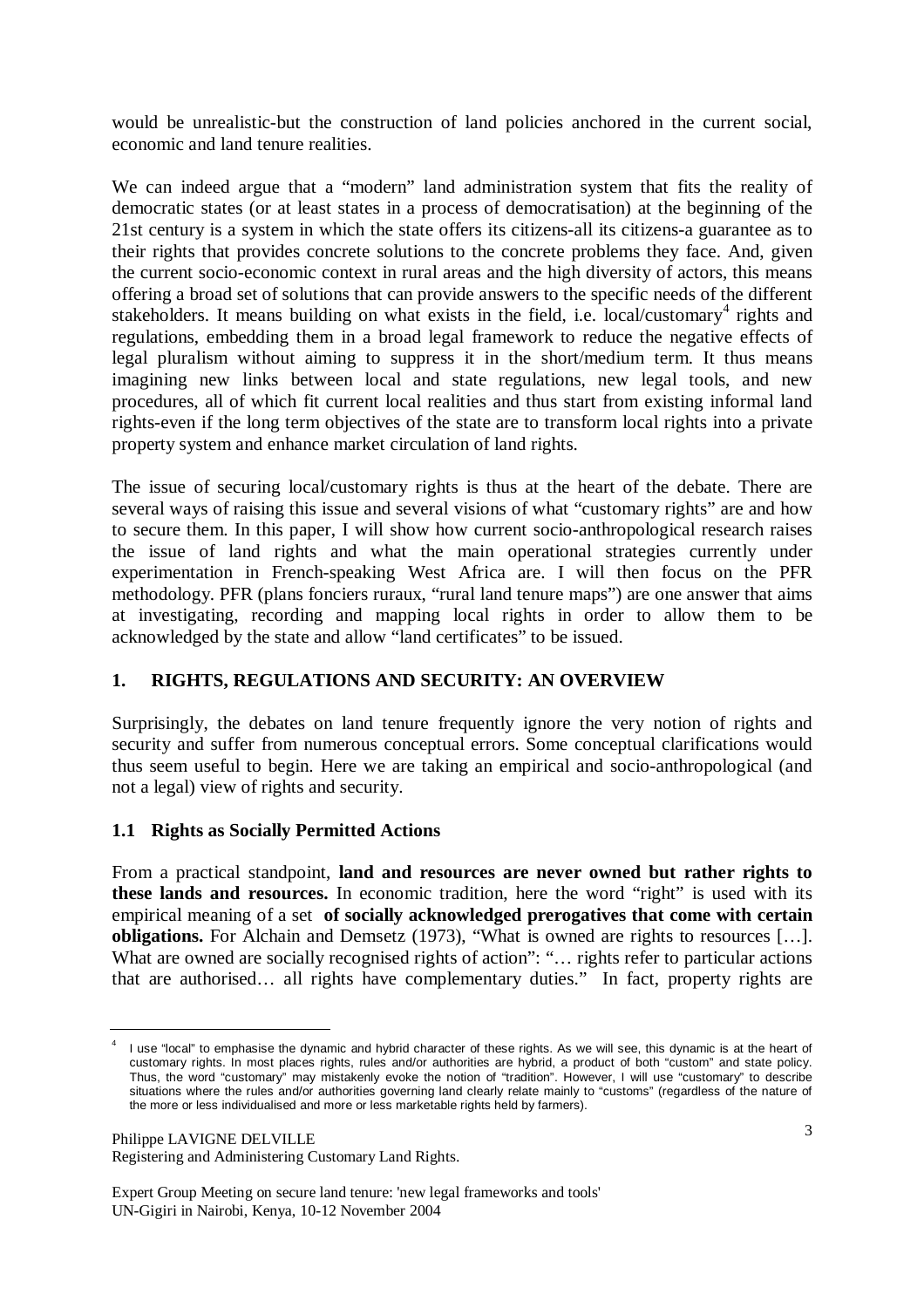would be unrealistic-but the construction of land policies anchored in the current social, economic and land tenure realities.

We can indeed argue that a "modern" land administration system that fits the reality of democratic states (or at least states in a process of democratisation) at the beginning of the 21st century is a system in which the state offers its citizens-all its citizens-a guarantee as to their rights that provides concrete solutions to the concrete problems they face. And, given the current socio-economic context in rural areas and the high diversity of actors, this means offering a broad set of solutions that can provide answers to the specific needs of the different stakeholders. It means building on what exists in the field, i.e. local/customary[4] rights and regulations, embedding them in a broad legal framework to reduce the negative effects of legal pluralism without aiming to suppress it in the short/medium term. It thus means imagining new links between local and state regulations, new legal tools, and new procedures, all of which fit current local realities and thus start from existing informal land rights-even if the long term objectives of the state are to transform local rights into a private property system and enhance market circulation of land rights.

The issue of securing local/customary rights is thus at the heart of the debate. There are several ways of raising this issue and several visions of what "customary rights" are and how to secure them. In this paper, I will show how current socio-anthropological research raises the issue of land rights and what the main operational strategies currently under experimentation in French-speaking West Africa are. I will then focus on the PFR methodology. PFR (plans fonciers ruraux, "rural land tenure maps") are one answer that aims at investigating, recording and mapping local rights in order to allow them to be acknowledged by the state and allow "land certificates" to be issued.

## 1. RIGHTS, REGULATIONS AND SECURITY: AN OVERVIEW

Surprisingly, the debates on land tenure frequently ignore the very notion of rights and security and suffer from numerous conceptual errors. Some conceptual clarifications would thus seem useful to begin. Here we are taking an empirical and socio-anthropological (and not a legal) view of rights and security.

### 1.1 Rights as Socially Permitted Actions

From a practical standpoint, **land and resources are never owned but rather rights to these lands and resources.** In economic tradition, here the word "right" is used with its empirical meaning of a set **of socially acknowledged prerogatives that come with certain obligations.** For Alchain and Demsetz (1973), "What is owned are rights to resources […]. What are owned are socially recognised rights of action": "… rights refer to particular actions that are authorised… all rights have complementary duties." In fact, property rights are

---

[4] I use "local" to emphasise the dynamic and hybrid character of these rights. As we will see, this dynamic is at the heart of customary rights. In most places rights, rules and/or authorities are hybrid, a product of both "custom" and state policy. Thus, the word "customary" may mistakenly evoke the notion of "tradition". However, I will use "customary" to describe situations where the rules and/or authorities governing land clearly relate mainly to "customs" (regardless of the nature of the more or less individualised and more or less marketable rights held by farmers).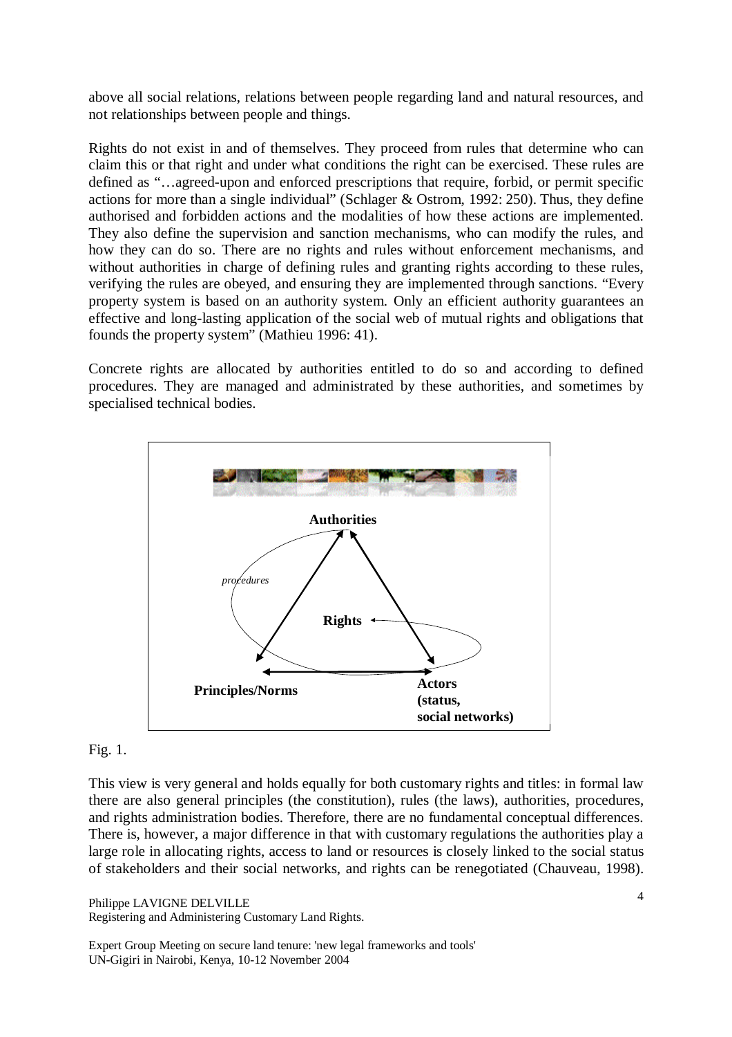above all social relations, relations between people regarding land and natural resources, and not relationships between people and things.

Rights do not exist in and of themselves. They proceed from rules that determine who can claim this or that right and under what conditions the right can be exercised. These rules are defined as "…agreed-upon and enforced prescriptions that require, forbid, or permit specific actions for more than a single individual" (Schlager & Ostrom, 1992: 250). Thus, they define authorised and forbidden actions and the modalities of how these actions are implemented. They also define the supervision and sanction mechanisms, who can modify the rules, and how they can do so. There are no rights and rules without enforcement mechanisms, and without authorities in charge of defining rules and granting rights according to these rules, verifying the rules are obeyed, and ensuring they are implemented through sanctions. "Every property system is based on an authority system. Only an efficient authority guarantees an effective and long-lasting application of the social web of mutual rights and obligations that founds the property system" (Mathieu 1996: 41).

Concrete rights are allocated by authorities entitled to do so and according to defined procedures. They are managed and administrated by these authorities, and sometimes by specialised technical bodies.

Authorities

*procedures*

Rights

Principles/Norms

Actors (status, social networks)

Fig. 1.

This view is very general and holds equally for both customary rights and titles: in formal law there are also general principles (the constitution), rules (the laws), authorities, procedures, and rights administration bodies. Therefore, there are no fundamental conceptual differences. There is, however, a major difference in that with customary regulations the authorities play a large role in allocating rights, access to land or resources is closely linked to the social status of stakeholders and their social networks, and rights can be renegotiated (Chauveau, 1998).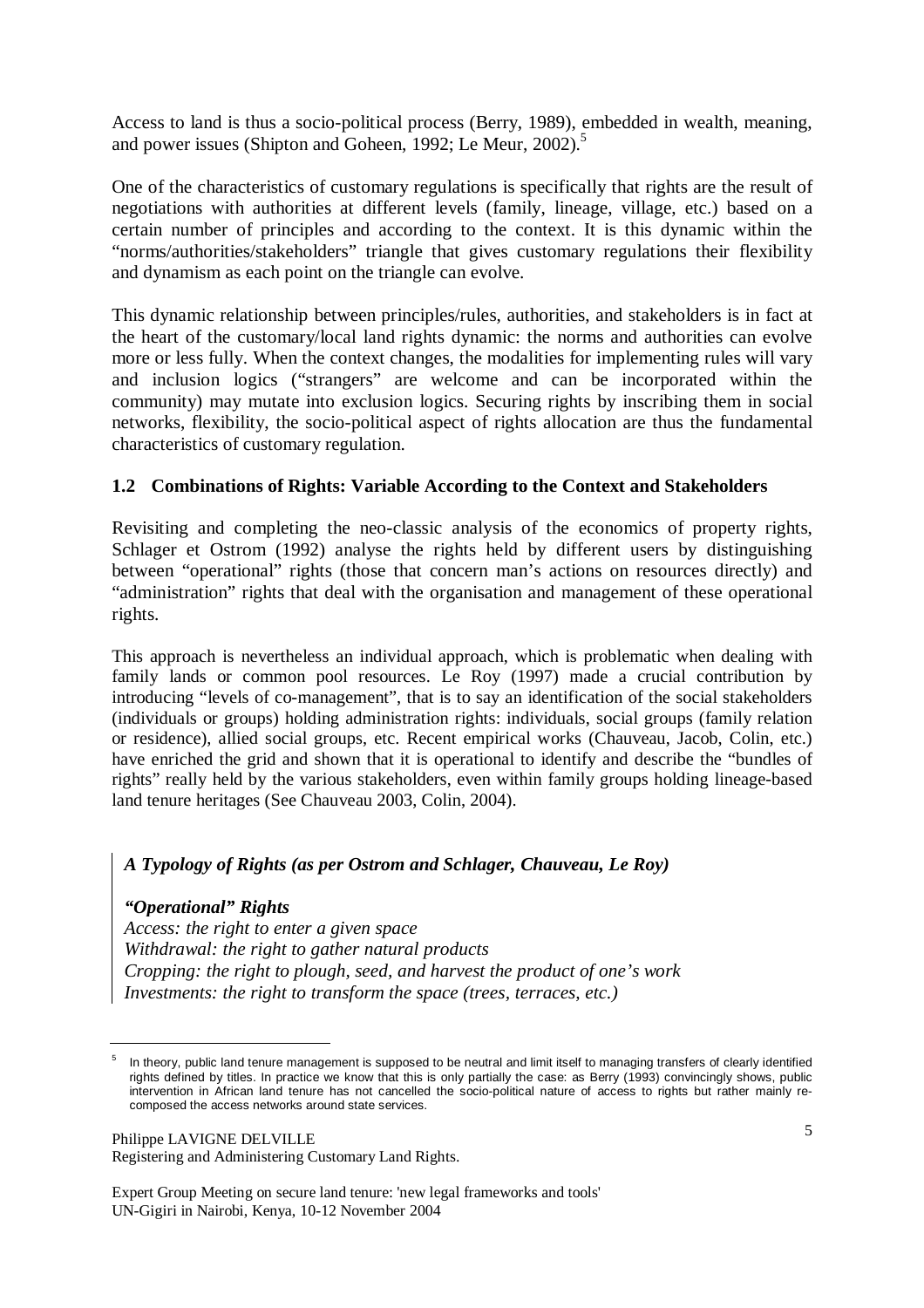Access to land is thus a socio-political process (Berry, 1989), embedded in wealth, meaning, and power issues (Shipton and Goheen, 1992; Le Meur, 2002).[5]

One of the characteristics of customary regulations is specifically that rights are the result of negotiations with authorities at different levels (family, lineage, village, etc.) based on a certain number of principles and according to the context. It is this dynamic within the "norms/authorities/stakeholders" triangle that gives customary regulations their flexibility and dynamism as each point on the triangle can evolve.

This dynamic relationship between principles/rules, authorities, and stakeholders is in fact at the heart of the customary/local land rights dynamic: the norms and authorities can evolve more or less fully. When the context changes, the modalities for implementing rules will vary and inclusion logics ("strangers" are welcome and can be incorporated within the community) may mutate into exclusion logics. Securing rights by inscribing them in social networks, flexibility, the socio-political aspect of rights allocation are thus the fundamental characteristics of customary regulation.

### 1.2 Combinations of Rights: Variable According to the Context and Stakeholders

Revisiting and completing the neo-classic analysis of the economics of property rights, Schlager et Ostrom (1992) analyse the rights held by different users by distinguishing between "operational" rights (those that concern man's actions on resources directly) and "administration" rights that deal with the organisation and management of these operational rights.

This approach is nevertheless an individual approach, which is problematic when dealing with family lands or common pool resources. Le Roy (1997) made a crucial contribution by introducing "levels of co-management", that is to say an identification of the social stakeholders (individuals or groups) holding administration rights: individuals, social groups (family relation or residence), allied social groups, etc. Recent empirical works (Chauveau, Jacob, Colin, etc.) have enriched the grid and shown that it is operational to identify and describe the "bundles of rights" really held by the various stakeholders, even within family groups holding lineage-based land tenure heritages (See Chauveau 2003, Colin, 2004).

***A Typology of Rights (as per Ostrom and Schlager, Chauveau, Le Roy)***

***"Operational" Rights***
*Access: the right to enter a given space*
*Withdrawal: the right to gather natural products*
*Cropping: the right to plough, seed, and harvest the product of one's work*
*Investments: the right to transform the space (trees, terraces, etc.)*

[5] In theory, public land tenure management is supposed to be neutral and limit itself to managing transfers of clearly identified rights defined by titles. In practice we know that this is only partially the case: as Berry (1993) convincingly shows, public intervention in African land tenure has not cancelled the socio-political nature of access to rights but rather mainly re-composed the access networks around state services.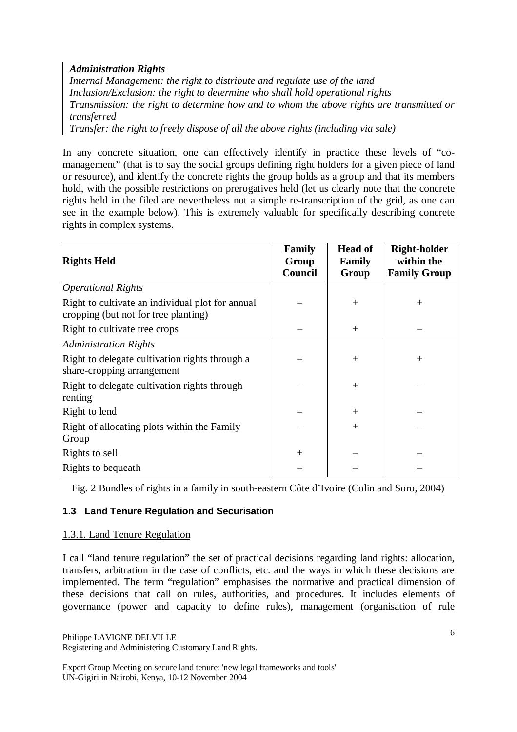*Administration Rights*
*Internal Management: the right to distribute and regulate use of the land*
*Inclusion/Exclusion: the right to determine who shall hold operational rights*
*Transmission: the right to determine how and to whom the above rights are transmitted or transferred*
*Transfer: the right to freely dispose of all the above rights (including via sale)*

In any concrete situation, one can effectively identify in practice these levels of "co-management" (that is to say the social groups defining right holders for a given piece of land or resource), and identify the concrete rights the group holds as a group and that its members hold, with the possible restrictions on prerogatives held (let us clearly note that the concrete rights held in the filed are nevertheless not a simple re-transcription of the grid, as one can see in the example below). This is extremely valuable for specifically describing concrete rights in complex systems.

| Rights Held | Family Group Council | Head of Family Group | Right-holder within the Family Group |
|---|---|---|---|
| *Operational Rights* | | | |
| Right to cultivate an individual plot for annual cropping (but not for tree planting) | – | + | + |
| Right to cultivate tree crops | – | + | – |
| *Administration Rights* | | | |
| Right to delegate cultivation rights through a share-cropping arrangement | – | + | + |
| Right to delegate cultivation rights through renting | – | + | – |
| Right to lend | – | + | – |
| Right of allocating plots within the Family Group | – | + | – |
| Rights to sell | + | – | – |
| Rights to bequeath | – | – | – |

Fig. 2 Bundles of rights in a family in south-eastern Côte d'Ivoire (Colin and Soro, 2004)

### 1.3 Land Tenure Regulation and Securisation

#### 1.3.1. Land Tenure Regulation

I call "land tenure regulation" the set of practical decisions regarding land rights: allocation, transfers, arbitration in the case of conflicts, etc. and the ways in which these decisions are implemented. The term "regulation" emphasises the normative and practical dimension of these decisions that call on rules, authorities, and procedures. It includes elements of governance (power and capacity to define rules), management (organisation of rule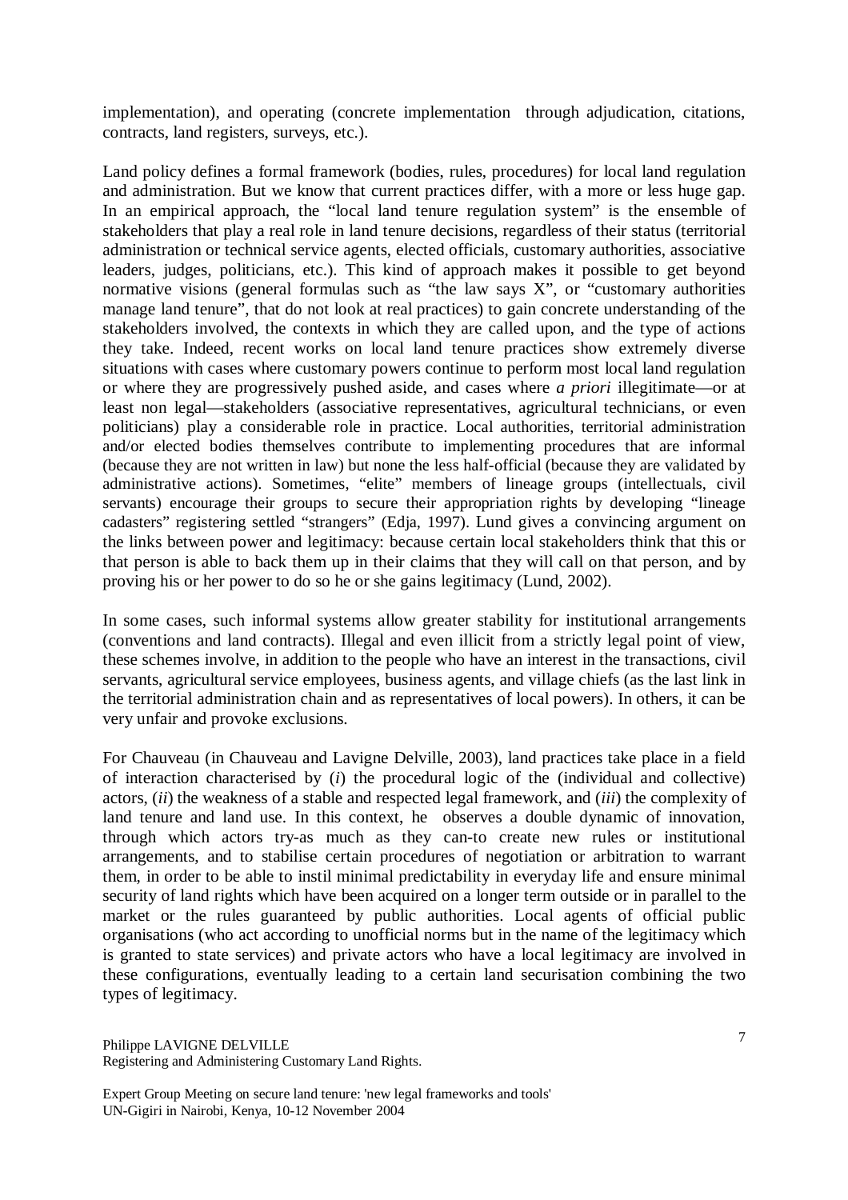implementation), and operating (concrete implementation through adjudication, citations, contracts, land registers, surveys, etc.).

Land policy defines a formal framework (bodies, rules, procedures) for local land regulation and administration. But we know that current practices differ, with a more or less huge gap. In an empirical approach, the "local land tenure regulation system" is the ensemble of stakeholders that play a real role in land tenure decisions, regardless of their status (territorial administration or technical service agents, elected officials, customary authorities, associative leaders, judges, politicians, etc.). This kind of approach makes it possible to get beyond normative visions (general formulas such as "the law says X", or "customary authorities manage land tenure", that do not look at real practices) to gain concrete understanding of the stakeholders involved, the contexts in which they are called upon, and the type of actions they take. Indeed, recent works on local land tenure practices show extremely diverse situations with cases where customary powers continue to perform most local land regulation or where they are progressively pushed aside, and cases where *a priori* illegitimate—or at least non legal—stakeholders (associative representatives, agricultural technicians, or even politicians) play a considerable role in practice. Local authorities, territorial administration and/or elected bodies themselves contribute to implementing procedures that are informal (because they are not written in law) but none the less half-official (because they are validated by administrative actions). Sometimes, "elite" members of lineage groups (intellectuals, civil servants) encourage their groups to secure their appropriation rights by developing "lineage cadasters" registering settled "strangers" (Edja, 1997). Lund gives a convincing argument on the links between power and legitimacy: because certain local stakeholders think that this or that person is able to back them up in their claims that they will call on that person, and by proving his or her power to do so he or she gains legitimacy (Lund, 2002).

In some cases, such informal systems allow greater stability for institutional arrangements (conventions and land contracts). Illegal and even illicit from a strictly legal point of view, these schemes involve, in addition to the people who have an interest in the transactions, civil servants, agricultural service employees, business agents, and village chiefs (as the last link in the territorial administration chain and as representatives of local powers). In others, it can be very unfair and provoke exclusions.

For Chauveau (in Chauveau and Lavigne Delville, 2003), land practices take place in a field of interaction characterised by (*i*) the procedural logic of the (individual and collective) actors, (*ii*) the weakness of a stable and respected legal framework, and (*iii*) the complexity of land tenure and land use. In this context, he observes a double dynamic of innovation, through which actors try-as much as they can-to create new rules or institutional arrangements, and to stabilise certain procedures of negotiation or arbitration to warrant them, in order to be able to instil minimal predictability in everyday life and ensure minimal security of land rights which have been acquired on a longer term outside or in parallel to the market or the rules guaranteed by public authorities. Local agents of official public organisations (who act according to unofficial norms but in the name of the legitimacy which is granted to state services) and private actors who have a local legitimacy are involved in these configurations, eventually leading to a certain land securisation combining the two types of legitimacy.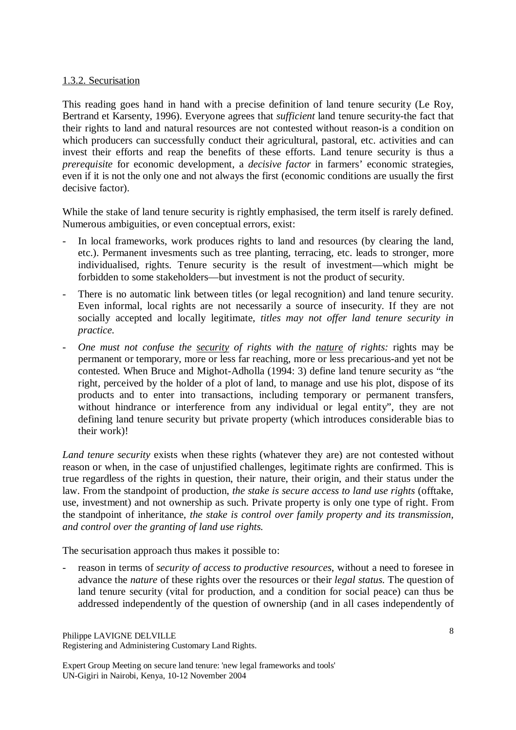1.3.2. Securisation

This reading goes hand in hand with a precise definition of land tenure security (Le Roy, Bertrand et Karsenty, 1996). Everyone agrees that *sufficient* land tenure security-the fact that their rights to land and natural resources are not contested without reason-is a condition on which producers can successfully conduct their agricultural, pastoral, etc. activities and can invest their efforts and reap the benefits of these efforts. Land tenure security is thus a *prerequisite* for economic development, a *decisive factor* in farmers' economic strategies, even if it is not the only one and not always the first (economic conditions are usually the first decisive factor).

While the stake of land tenure security is rightly emphasised, the term itself is rarely defined. Numerous ambiguities, or even conceptual errors, exist:

- In local frameworks, work produces rights to land and resources (by clearing the land, etc.). Permanent invesments such as tree planting, terracing, etc. leads to stronger, more individualised, rights. Tenure security is the result of investment—which might be forbidden to some stakeholders—but investment is not the product of security.
- There is no automatic link between titles (or legal recognition) and land tenure security. Even informal, local rights are not necessarily a source of insecurity. If they are not socially accepted and locally legitimate, *titles may not offer land tenure security in practice.*
- *One must not confuse the security of rights with the nature of rights:* rights may be permanent or temporary, more or less far reaching, more or less precarious-and yet not be contested. When Bruce and Mighot-Adholla (1994: 3) define land tenure security as "the right, perceived by the holder of a plot of land, to manage and use his plot, dispose of its products and to enter into transactions, including temporary or permanent transfers, without hindrance or interference from any individual or legal entity", they are not defining land tenure security but private property (which introduces considerable bias to their work)!

*Land tenure security* exists when these rights (whatever they are) are not contested without reason or when, in the case of unjustified challenges, legitimate rights are confirmed. This is true regardless of the rights in question, their nature, their origin, and their status under the law. From the standpoint of production, *the stake is secure access to land use rights* (offtake, use, investment) and not ownership as such. Private property is only one type of right. From the standpoint of inheritance, *the stake is control over family property and its transmission, and control over the granting of land use rights.*

The securisation approach thus makes it possible to:

- reason in terms of *security of access to productive resources*, without a need to foresee in advance the *nature* of these rights over the resources or their *legal status*. The question of land tenure security (vital for production, and a condition for social peace) can thus be addressed independently of the question of ownership (and in all cases independently of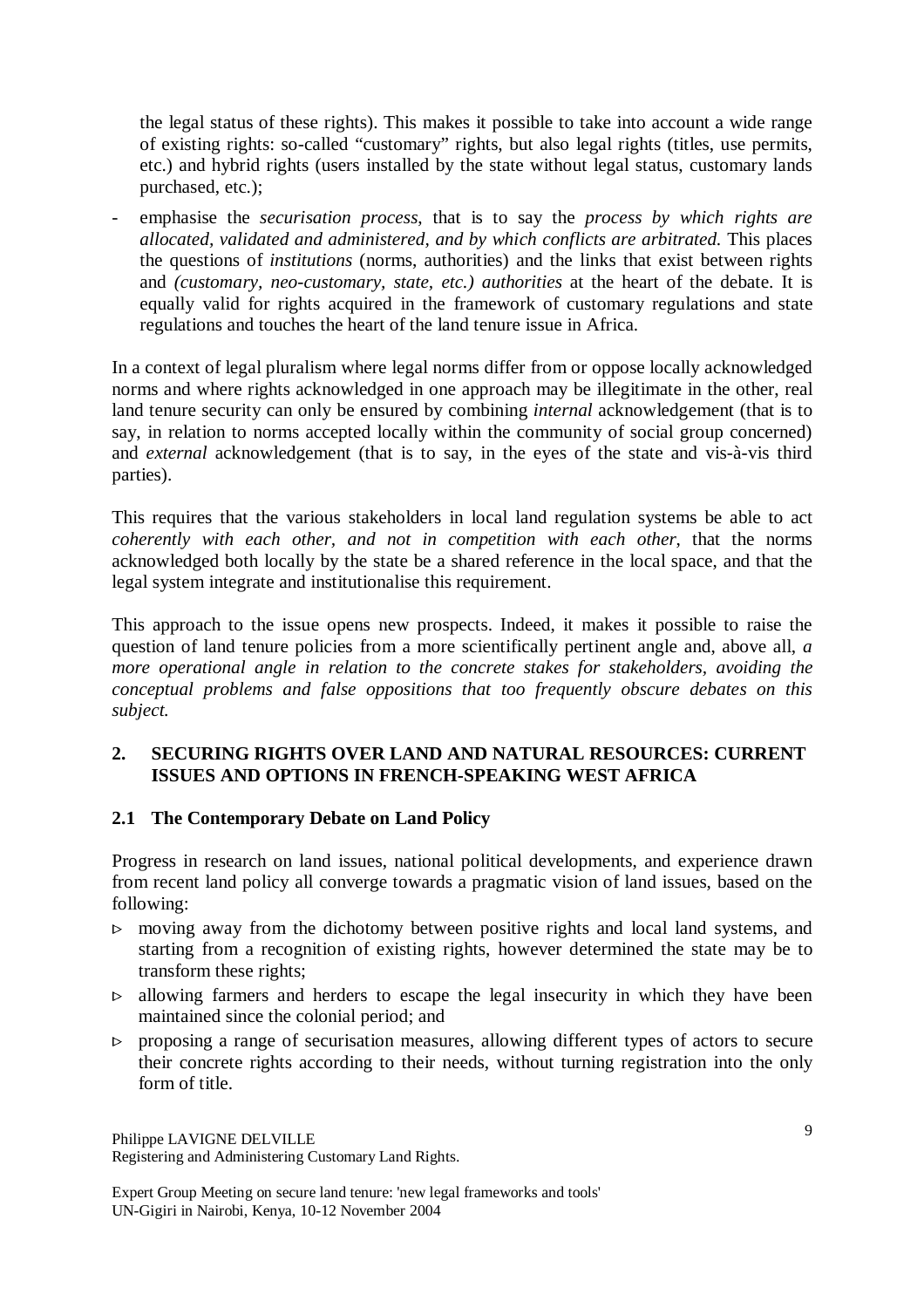the legal status of these rights). This makes it possible to take into account a wide range of existing rights: so-called "customary" rights, but also legal rights (titles, use permits, etc.) and hybrid rights (users installed by the state without legal status, customary lands purchased, etc.);

- emphasise the *securisation process*, that is to say the *process by which rights are allocated, validated and administered, and by which conflicts are arbitrated.* This places the questions of *institutions* (norms, authorities) and the links that exist between rights and *(customary, neo-customary, state, etc.) authorities* at the heart of the debate. It is equally valid for rights acquired in the framework of customary regulations and state regulations and touches the heart of the land tenure issue in Africa.

In a context of legal pluralism where legal norms differ from or oppose locally acknowledged norms and where rights acknowledged in one approach may be illegitimate in the other, real land tenure security can only be ensured by combining *internal* acknowledgement (that is to say, in relation to norms accepted locally within the community of social group concerned) and *external* acknowledgement (that is to say, in the eyes of the state and vis-à-vis third parties).

This requires that the various stakeholders in local land regulation systems be able to act *coherently with each other, and not in competition with each other*, that the norms acknowledged both locally by the state be a shared reference in the local space, and that the legal system integrate and institutionalise this requirement.

This approach to the issue opens new prospects. Indeed, it makes it possible to raise the question of land tenure policies from a more scientifically pertinent angle and, above all, *a more operational angle in relation to the concrete stakes for stakeholders, avoiding the conceptual problems and false oppositions that too frequently obscure debates on this subject.*

## 2. SECURING RIGHTS OVER LAND AND NATURAL RESOURCES: CURRENT ISSUES AND OPTIONS IN FRENCH-SPEAKING WEST AFRICA

### 2.1 The Contemporary Debate on Land Policy

Progress in research on land issues, national political developments, and experience drawn from recent land policy all converge towards a pragmatic vision of land issues, based on the following:

- ▹ moving away from the dichotomy between positive rights and local land systems, and starting from a recognition of existing rights, however determined the state may be to transform these rights;
- ▹ allowing farmers and herders to escape the legal insecurity in which they have been maintained since the colonial period; and
- ▹ proposing a range of securisation measures, allowing different types of actors to secure their concrete rights according to their needs, without turning registration into the only form of title.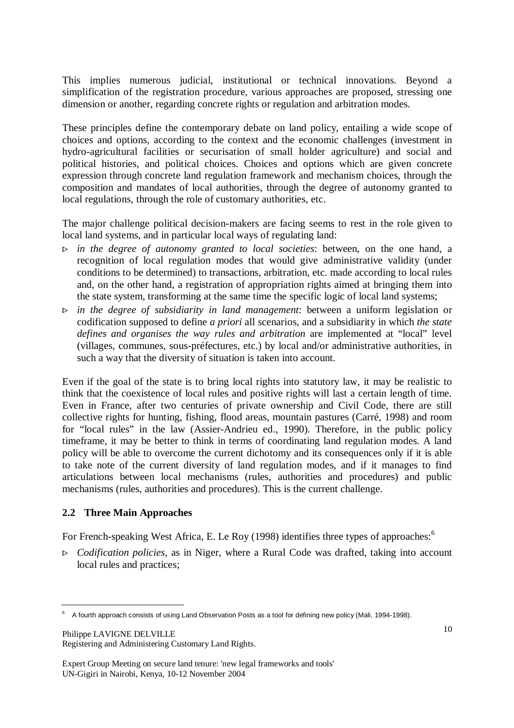This implies numerous judicial, institutional or technical innovations. Beyond a simplification of the registration procedure, various approaches are proposed, stressing one dimension or another, regarding concrete rights or regulation and arbitration modes.

These principles define the contemporary debate on land policy, entailing a wide scope of choices and options, according to the context and the economic challenges (investment in hydro-agricultural facilities or securisation of small holder agriculture) and social and political histories, and political choices. Choices and options which are given concrete expression through concrete land regulation framework and mechanism choices, through the composition and mandates of local authorities, through the degree of autonomy granted to local regulations, through the role of customary authorities, etc.

The major challenge political decision-makers are facing seems to rest in the role given to local land systems, and in particular local ways of regulating land:

- *in the degree of autonomy granted to local societies*: between, on the one hand, a recognition of local regulation modes that would give administrative validity (under conditions to be determined) to transactions, arbitration, etc. made according to local rules and, on the other hand, a registration of appropriation rights aimed at bringing them into the state system, transforming at the same time the specific logic of local land systems;
- *in the degree of subsidiarity in land management*: between a uniform legislation or codification supposed to define *a priori* all scenarios, and a subsidiarity in which *the state defines and organises the way rules and arbitration* are implemented at "local" level (villages, communes, sous-préfectures, etc.) by local and/or administrative authorities, in such a way that the diversity of situation is taken into account.

Even if the goal of the state is to bring local rights into statutory law, it may be realistic to think that the coexistence of local rules and positive rights will last a certain length of time. Even in France, after two centuries of private ownership and Civil Code, there are still collective rights for hunting, fishing, flood areas, mountain pastures (Carré, 1998) and room for "local rules" in the law (Assier-Andrieu ed., 1990). Therefore, in the public policy timeframe, it may be better to think in terms of coordinating land regulation modes. A land policy will be able to overcome the current dichotomy and its consequences only if it is able to take note of the current diversity of land regulation modes, and if it manages to find articulations between local mechanisms (rules, authorities and procedures) and public mechanisms (rules, authorities and procedures). This is the current challenge.

## 2.2 Three Main Approaches

For French-speaking West Africa, E. Le Roy (1998) identifies three types of approaches:[6]

- *Codification policies*, as in Niger, where a Rural Code was drafted, taking into account local rules and practices;

[6] A fourth approach consists of using Land Observation Posts as a tool for defining new policy (Mali, 1994-1998).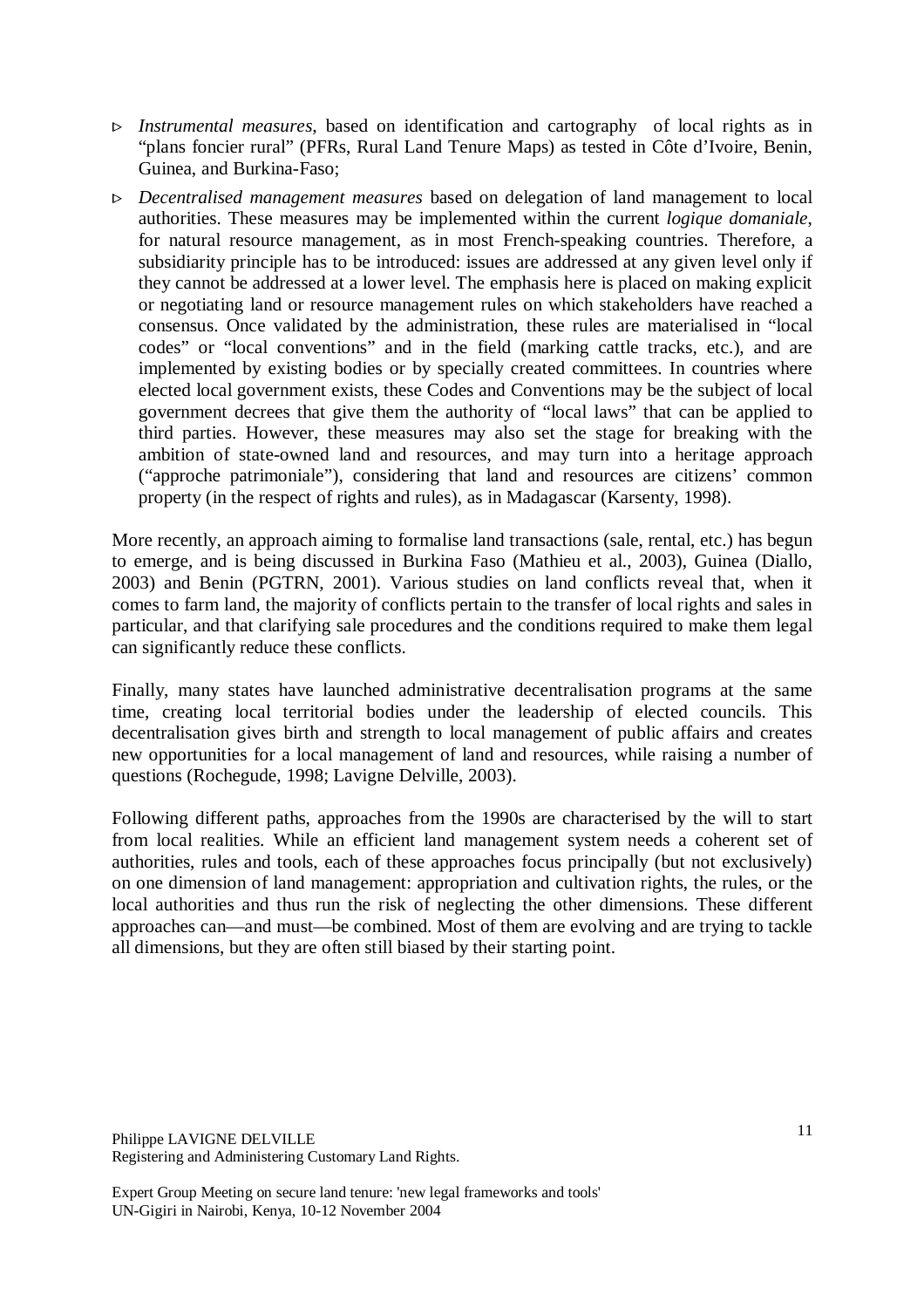- *Instrumental measures*, based on identification and cartography of local rights as in "plans foncier rural" (PFRs, Rural Land Tenure Maps) as tested in Côte d'Ivoire, Benin, Guinea, and Burkina-Faso;
- *Decentralised management measures* based on delegation of land management to local authorities. These measures may be implemented within the current *logique domaniale*, for natural resource management, as in most French-speaking countries. Therefore, a subsidiarity principle has to be introduced: issues are addressed at any given level only if they cannot be addressed at a lower level. The emphasis here is placed on making explicit or negotiating land or resource management rules on which stakeholders have reached a consensus. Once validated by the administration, these rules are materialised in "local codes" or "local conventions" and in the field (marking cattle tracks, etc.), and are implemented by existing bodies or by specially created committees. In countries where elected local government exists, these Codes and Conventions may be the subject of local government decrees that give them the authority of "local laws" that can be applied to third parties. However, these measures may also set the stage for breaking with the ambition of state-owned land and resources, and may turn into a heritage approach ("approche patrimoniale"), considering that land and resources are citizens' common property (in the respect of rights and rules), as in Madagascar (Karsenty, 1998).

More recently, an approach aiming to formalise land transactions (sale, rental, etc.) has begun to emerge, and is being discussed in Burkina Faso (Mathieu et al., 2003), Guinea (Diallo, 2003) and Benin (PGTRN, 2001). Various studies on land conflicts reveal that, when it comes to farm land, the majority of conflicts pertain to the transfer of local rights and sales in particular, and that clarifying sale procedures and the conditions required to make them legal can significantly reduce these conflicts.

Finally, many states have launched administrative decentralisation programs at the same time, creating local territorial bodies under the leadership of elected councils. This decentralisation gives birth and strength to local management of public affairs and creates new opportunities for a local management of land and resources, while raising a number of questions (Rochegude, 1998; Lavigne Delville, 2003).

Following different paths, approaches from the 1990s are characterised by the will to start from local realities. While an efficient land management system needs a coherent set of authorities, rules and tools, each of these approaches focus principally (but not exclusively) on one dimension of land management: appropriation and cultivation rights, the rules, or the local authorities and thus run the risk of neglecting the other dimensions. These different approaches can—and must—be combined. Most of them are evolving and are trying to tackle all dimensions, but they are often still biased by their starting point.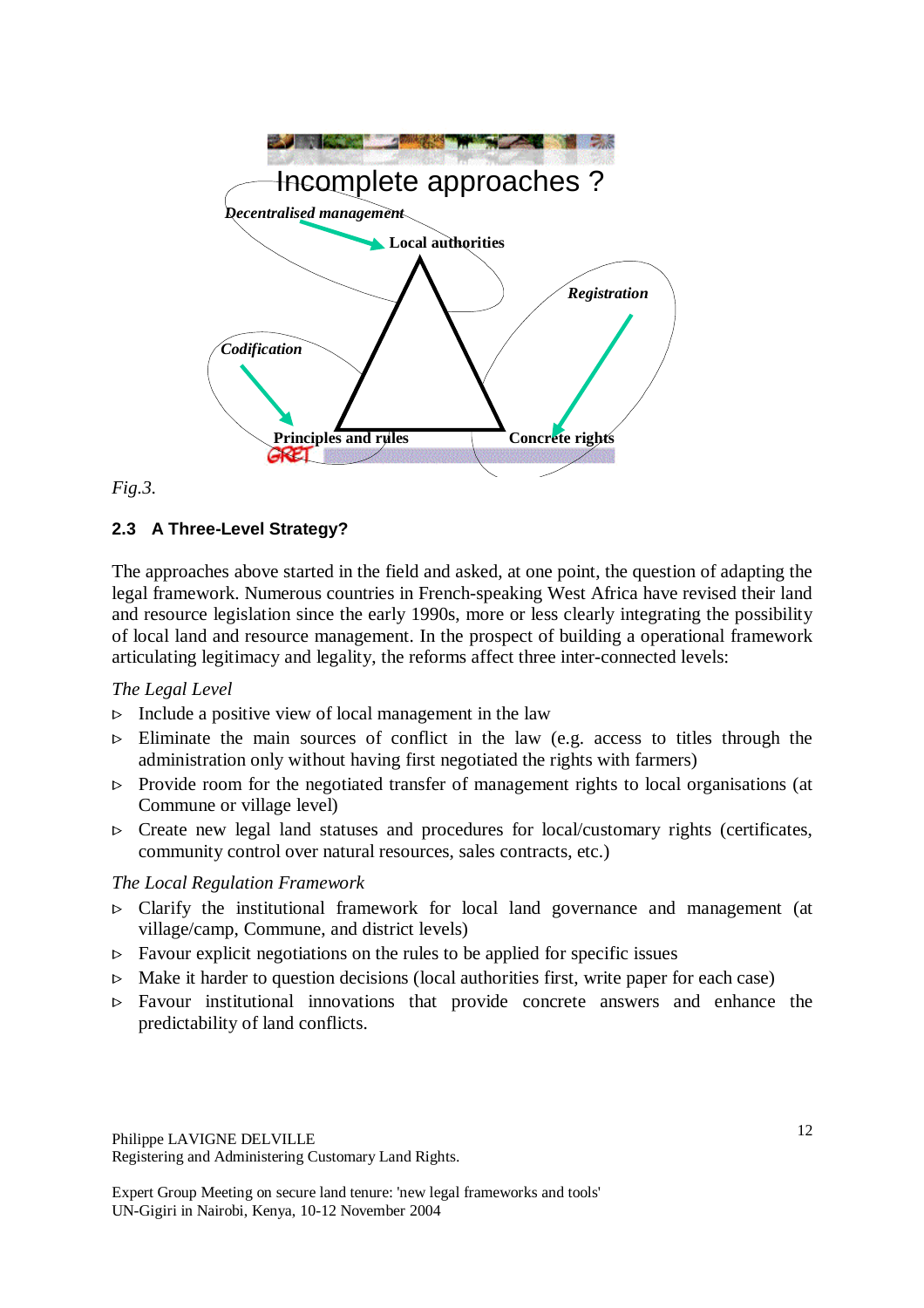Incomplete approaches ?

*Decentralised management*

**Local authorities**

*Registration*

*Codification*

**Principles and rules**

**Concrete rights**

*Fig.3.*

### 2.3 A Three-Level Strategy?

The approaches above started in the field and asked, at one point, the question of adapting the legal framework. Numerous countries in French-speaking West Africa have revised their land and resource legislation since the early 1990s, more or less clearly integrating the possibility of local land and resource management. In the prospect of building a operational framework articulating legitimacy and legality, the reforms affect three inter-connected levels:

*The Legal Level*

- Include a positive view of local management in the law
- Eliminate the main sources of conflict in the law (e.g. access to titles through the administration only without having first negotiated the rights with farmers)
- Provide room for the negotiated transfer of management rights to local organisations (at Commune or village level)
- Create new legal land statuses and procedures for local/customary rights (certificates, community control over natural resources, sales contracts, etc.)

*The Local Regulation Framework*

- Clarify the institutional framework for local land governance and management (at village/camp, Commune, and district levels)
- Favour explicit negotiations on the rules to be applied for specific issues
- Make it harder to question decisions (local authorities first, write paper for each case)
- Favour institutional innovations that provide concrete answers and enhance the predictability of land conflicts.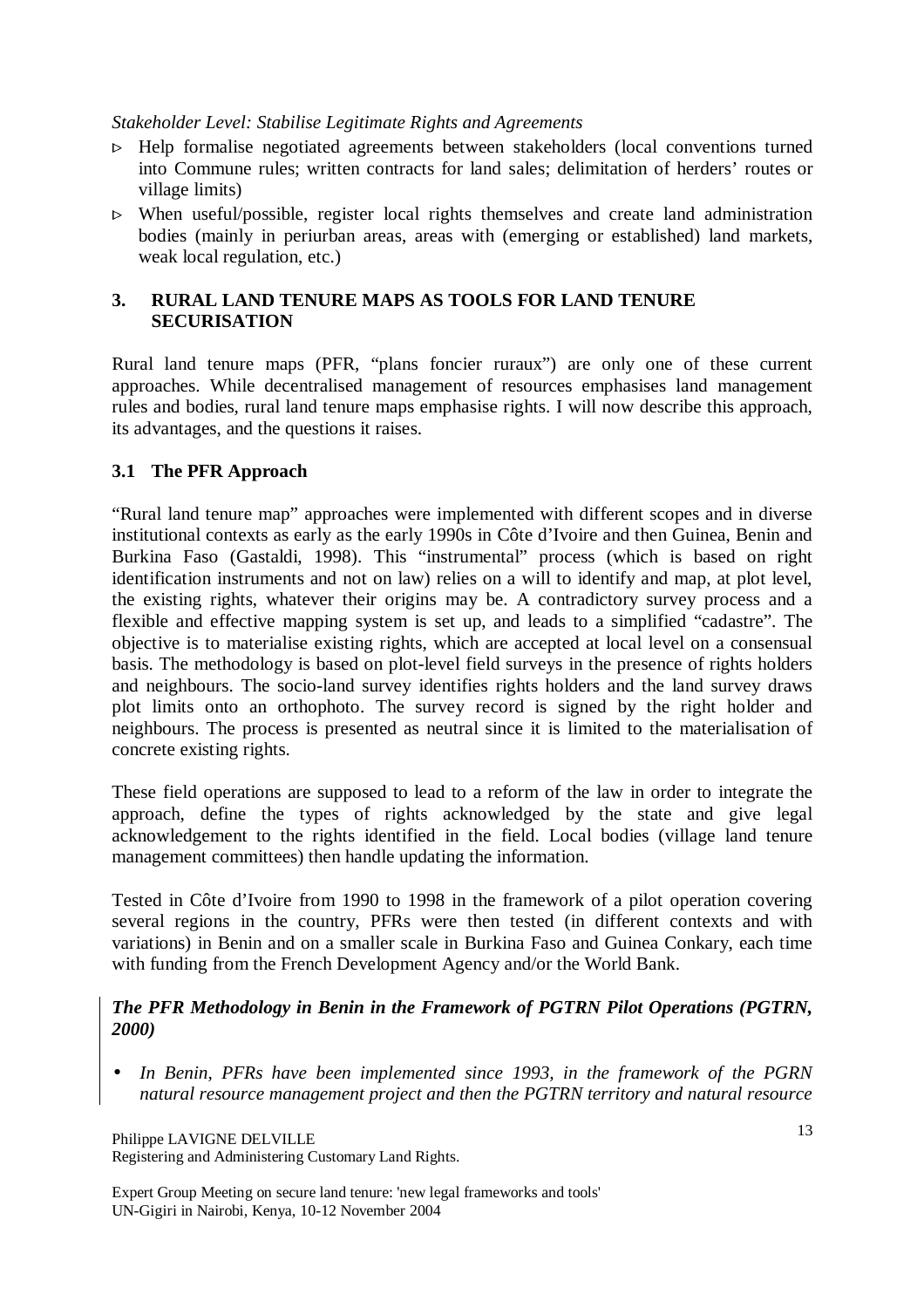*Stakeholder Level: Stabilise Legitimate Rights and Agreements*

- ▹ Help formalise negotiated agreements between stakeholders (local conventions turned into Commune rules; written contracts for land sales; delimitation of herders' routes or village limits)
- ▹ When useful/possible, register local rights themselves and create land administration bodies (mainly in periurban areas, areas with (emerging or established) land markets, weak local regulation, etc.)

## 3. RURAL LAND TENURE MAPS AS TOOLS FOR LAND TENURE SECURISATION

Rural land tenure maps (PFR, "plans foncier ruraux") are only one of these current approaches. While decentralised management of resources emphasises land management rules and bodies, rural land tenure maps emphasise rights. I will now describe this approach, its advantages, and the questions it raises.

### 3.1 The PFR Approach

"Rural land tenure map" approaches were implemented with different scopes and in diverse institutional contexts as early as the early 1990s in Côte d'Ivoire and then Guinea, Benin and Burkina Faso (Gastaldi, 1998). This "instrumental" process (which is based on right identification instruments and not on law) relies on a will to identify and map, at plot level, the existing rights, whatever their origins may be. A contradictory survey process and a flexible and effective mapping system is set up, and leads to a simplified "cadastre". The objective is to materialise existing rights, which are accepted at local level on a consensual basis. The methodology is based on plot-level field surveys in the presence of rights holders and neighbours. The socio-land survey identifies rights holders and the land survey draws plot limits onto an orthophoto. The survey record is signed by the right holder and neighbours. The process is presented as neutral since it is limited to the materialisation of concrete existing rights.

These field operations are supposed to lead to a reform of the law in order to integrate the approach, define the types of rights acknowledged by the state and give legal acknowledgement to the rights identified in the field. Local bodies (village land tenure management committees) then handle updating the information.

Tested in Côte d'Ivoire from 1990 to 1998 in the framework of a pilot operation covering several regions in the country, PFRs were then tested (in different contexts and with variations) in Benin and on a smaller scale in Burkina Faso and Guinea Conkary, each time with funding from the French Development Agency and/or the World Bank.

***The PFR Methodology in Benin in the Framework of PGTRN Pilot Operations (PGTRN, 2000)***

- *In Benin, PFRs have been implemented since 1993, in the framework of the PGRN natural resource management project and then the PGTRN territory and natural resource*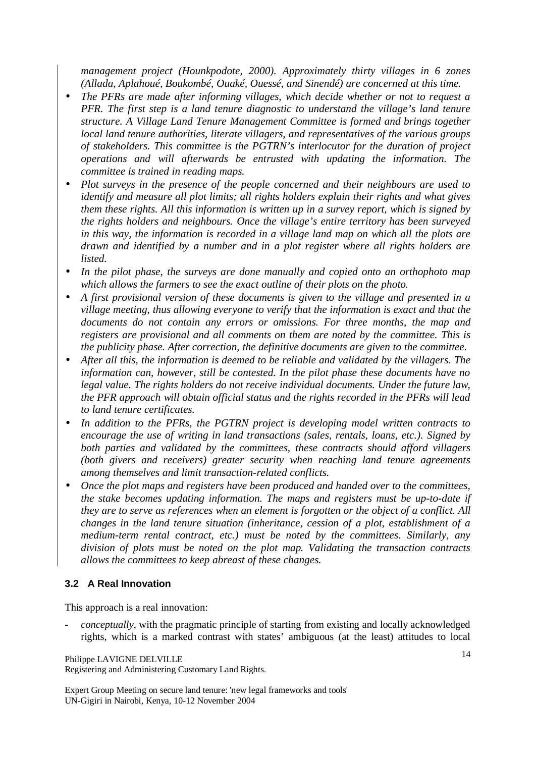*management project (Hounkpodote, 2000). Approximately thirty villages in 6 zones (Allada, Aplahoué, Boukombé, Ouaké, Ouessé, and Sinendé) are concerned at this time.*

- *The PFRs are made after informing villages, which decide whether or not to request a PFR. The first step is a land tenure diagnostic to understand the village's land tenure structure. A Village Land Tenure Management Committee is formed and brings together local land tenure authorities, literate villagers, and representatives of the various groups of stakeholders. This committee is the PGTRN's interlocutor for the duration of project operations and will afterwards be entrusted with updating the information. The committee is trained in reading maps.*
- *Plot surveys in the presence of the people concerned and their neighbours are used to identify and measure all plot limits; all rights holders explain their rights and what gives them these rights. All this information is written up in a survey report, which is signed by the rights holders and neighbours. Once the village's entire territory has been surveyed in this way, the information is recorded in a village land map on which all the plots are drawn and identified by a number and in a plot register where all rights holders are listed.*
- *In the pilot phase, the surveys are done manually and copied onto an orthophoto map which allows the farmers to see the exact outline of their plots on the photo.*
- *A first provisional version of these documents is given to the village and presented in a village meeting, thus allowing everyone to verify that the information is exact and that the documents do not contain any errors or omissions. For three months, the map and registers are provisional and all comments on them are noted by the committee. This is the publicity phase. After correction, the definitive documents are given to the committee.*
- *After all this, the information is deemed to be reliable and validated by the villagers. The information can, however, still be contested. In the pilot phase these documents have no legal value. The rights holders do not receive individual documents. Under the future law, the PFR approach will obtain official status and the rights recorded in the PFRs will lead to land tenure certificates.*
- *In addition to the PFRs, the PGTRN project is developing model written contracts to encourage the use of writing in land transactions (sales, rentals, loans, etc.). Signed by both parties and validated by the committees, these contracts should afford villagers (both givers and receivers) greater security when reaching land tenure agreements among themselves and limit transaction-related conflicts.*
- *Once the plot maps and registers have been produced and handed over to the committees, the stake becomes updating information. The maps and registers must be up-to-date if they are to serve as references when an element is forgotten or the object of a conflict. All changes in the land tenure situation (inheritance, cession of a plot, establishment of a medium-term rental contract, etc.) must be noted by the committees. Similarly, any division of plots must be noted on the plot map. Validating the transaction contracts allows the committees to keep abreast of these changes.*

### 3.2 A Real Innovation

This approach is a real innovation:

- *conceptually*, with the pragmatic principle of starting from existing and locally acknowledged rights, which is a marked contrast with states' ambiguous (at the least) attitudes to local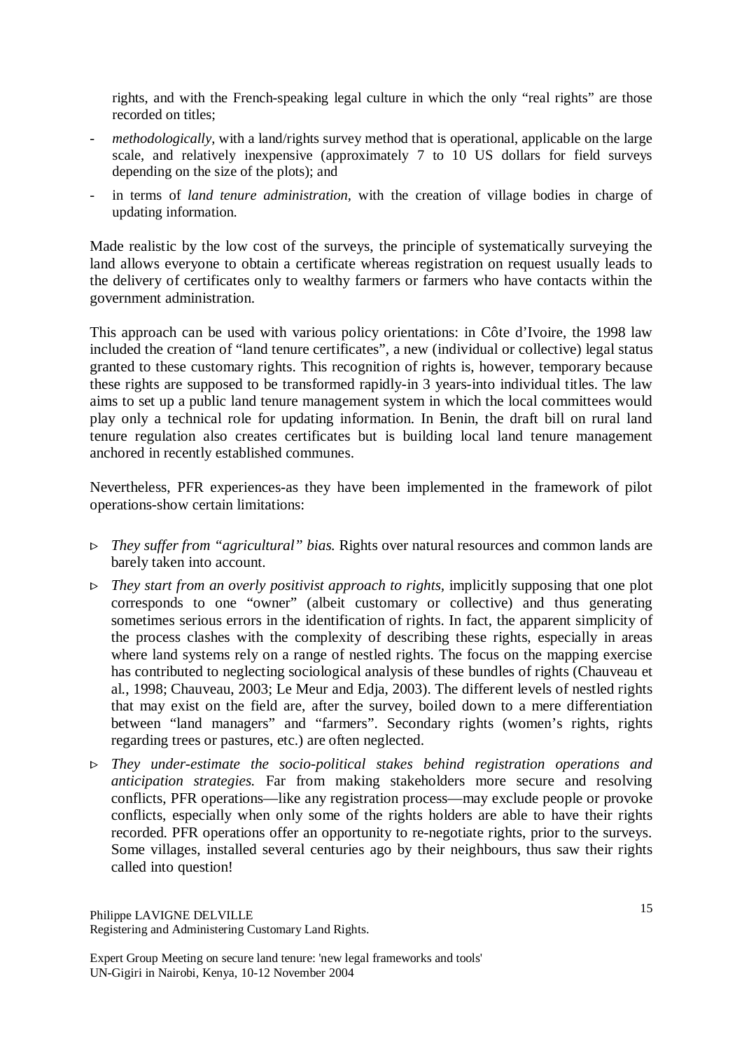rights, and with the French-speaking legal culture in which the only "real rights" are those recorded on titles;

- *methodologically*, with a land/rights survey method that is operational, applicable on the large scale, and relatively inexpensive (approximately 7 to 10 US dollars for field surveys depending on the size of the plots); and
- in terms of *land tenure administration,* with the creation of village bodies in charge of updating information.

Made realistic by the low cost of the surveys, the principle of systematically surveying the land allows everyone to obtain a certificate whereas registration on request usually leads to the delivery of certificates only to wealthy farmers or farmers who have contacts within the government administration.

This approach can be used with various policy orientations: in Côte d'Ivoire, the 1998 law included the creation of "land tenure certificates", a new (individual or collective) legal status granted to these customary rights. This recognition of rights is, however, temporary because these rights are supposed to be transformed rapidly-in 3 years-into individual titles. The law aims to set up a public land tenure management system in which the local committees would play only a technical role for updating information. In Benin, the draft bill on rural land tenure regulation also creates certificates but is building local land tenure management anchored in recently established communes.

Nevertheless, PFR experiences-as they have been implemented in the framework of pilot operations-show certain limitations:

- *They suffer from "agricultural" bias.* Rights over natural resources and common lands are barely taken into account.
- *They start from an overly positivist approach to rights*, implicitly supposing that one plot corresponds to one "owner" (albeit customary or collective) and thus generating sometimes serious errors in the identification of rights. In fact, the apparent simplicity of the process clashes with the complexity of describing these rights, especially in areas where land systems rely on a range of nestled rights. The focus on the mapping exercise has contributed to neglecting sociological analysis of these bundles of rights (Chauveau et al., 1998; Chauveau, 2003; Le Meur and Edja, 2003). The different levels of nestled rights that may exist on the field are, after the survey, boiled down to a mere differentiation between "land managers" and "farmers". Secondary rights (women's rights, rights regarding trees or pastures, etc.) are often neglected.
- *They under-estimate the socio-political stakes behind registration operations and anticipation strategies.* Far from making stakeholders more secure and resolving conflicts, PFR operations—like any registration process—may exclude people or provoke conflicts, especially when only some of the rights holders are able to have their rights recorded. PFR operations offer an opportunity to re-negotiate rights, prior to the surveys. Some villages, installed several centuries ago by their neighbours, thus saw their rights called into question!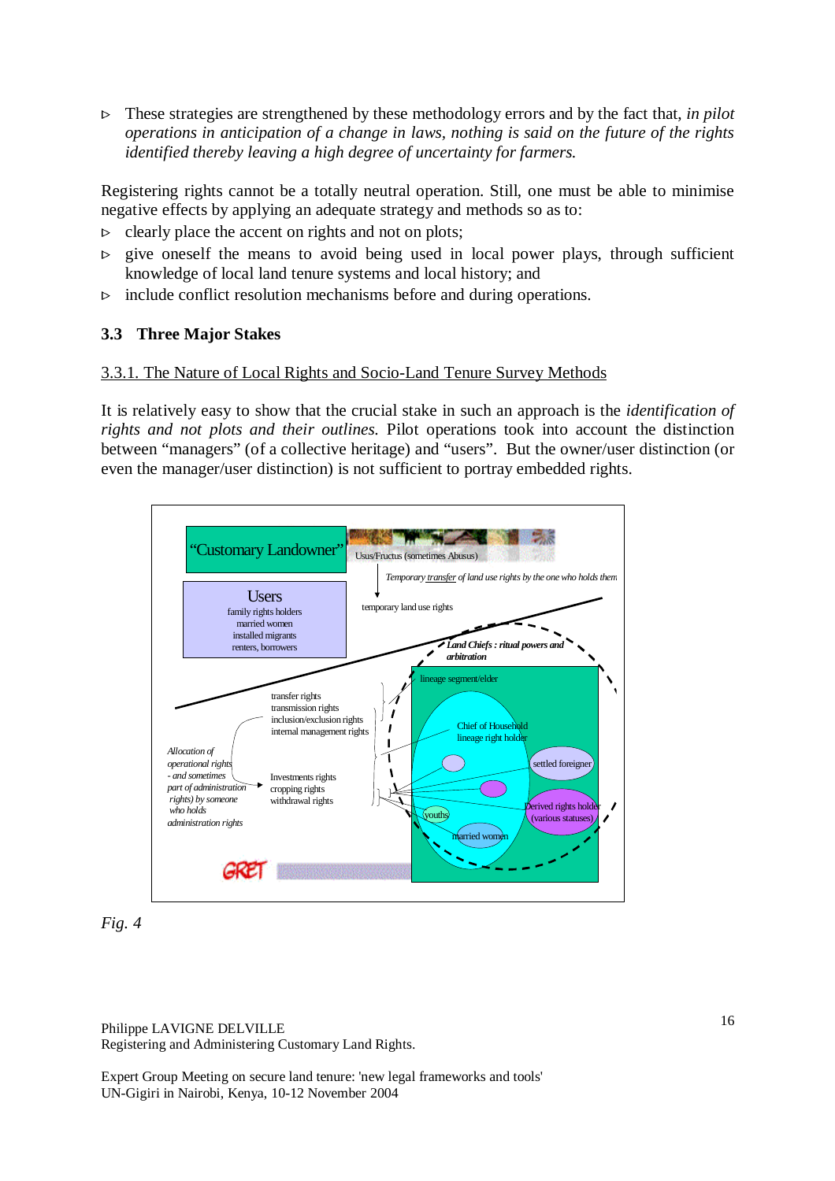- These strategies are strengthened by these methodology errors and by the fact that, *in pilot operations in anticipation of a change in laws, nothing is said on the future of the rights identified thereby leaving a high degree of uncertainty for farmers.*

Registering rights cannot be a totally neutral operation. Still, one must be able to minimise negative effects by applying an adequate strategy and methods so as to:

- clearly place the accent on rights and not on plots;
- give oneself the means to avoid being used in local power plays, through sufficient knowledge of local land tenure systems and local history; and
- include conflict resolution mechanisms before and during operations.

## 3.3 Three Major Stakes

### 3.3.1. The Nature of Local Rights and Socio-Land Tenure Survey Methods

It is relatively easy to show that the crucial stake in such an approach is the *identification of rights and not plots and their outlines.* Pilot operations took into account the distinction between "managers" (of a collective heritage) and "users". But the owner/user distinction (or even the manager/user distinction) is not sufficient to portray embedded rights.

*Fig. 4*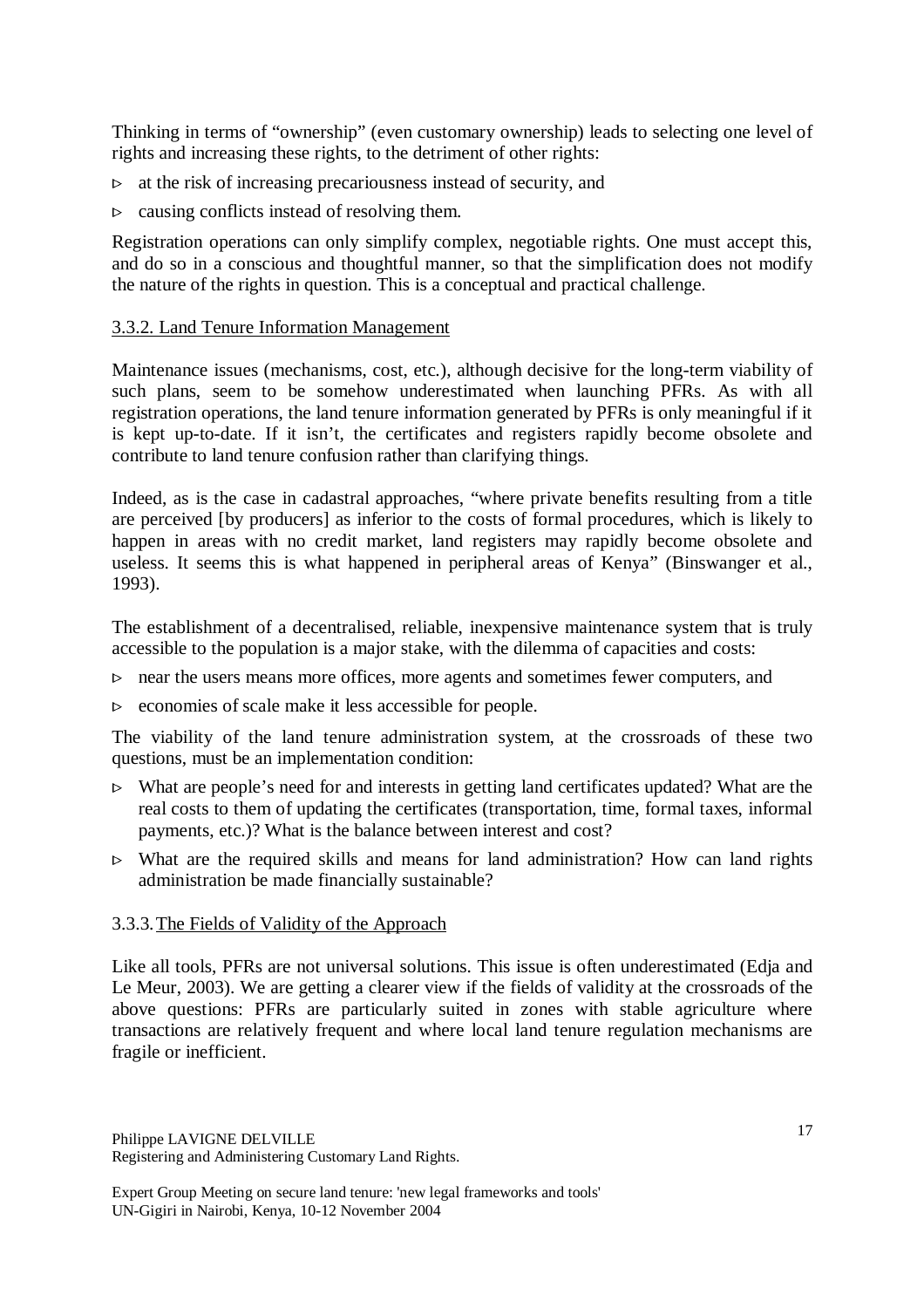Thinking in terms of "ownership" (even customary ownership) leads to selecting one level of rights and increasing these rights, to the detriment of other rights:

- at the risk of increasing precariousness instead of security, and
- causing conflicts instead of resolving them.

Registration operations can only simplify complex, negotiable rights. One must accept this, and do so in a conscious and thoughtful manner, so that the simplification does not modify the nature of the rights in question. This is a conceptual and practical challenge.

### 3.3.2. Land Tenure Information Management

Maintenance issues (mechanisms, cost, etc.), although decisive for the long-term viability of such plans, seem to be somehow underestimated when launching PFRs. As with all registration operations, the land tenure information generated by PFRs is only meaningful if it is kept up-to-date. If it isn't, the certificates and registers rapidly become obsolete and contribute to land tenure confusion rather than clarifying things.

Indeed, as is the case in cadastral approaches, "where private benefits resulting from a title are perceived [by producers] as inferior to the costs of formal procedures, which is likely to happen in areas with no credit market, land registers may rapidly become obsolete and useless. It seems this is what happened in peripheral areas of Kenya" (Binswanger et al., 1993).

The establishment of a decentralised, reliable, inexpensive maintenance system that is truly accessible to the population is a major stake, with the dilemma of capacities and costs:

- near the users means more offices, more agents and sometimes fewer computers, and
- economies of scale make it less accessible for people.

The viability of the land tenure administration system, at the crossroads of these two questions, must be an implementation condition:

- What are people's need for and interests in getting land certificates updated? What are the real costs to them of updating the certificates (transportation, time, formal taxes, informal payments, etc.)? What is the balance between interest and cost?
- What are the required skills and means for land administration? How can land rights administration be made financially sustainable?

### 3.3.3. The Fields of Validity of the Approach

Like all tools, PFRs are not universal solutions. This issue is often underestimated (Edja and Le Meur, 2003). We are getting a clearer view if the fields of validity at the crossroads of the above questions: PFRs are particularly suited in zones with stable agriculture where transactions are relatively frequent and where local land tenure regulation mechanisms are fragile or inefficient.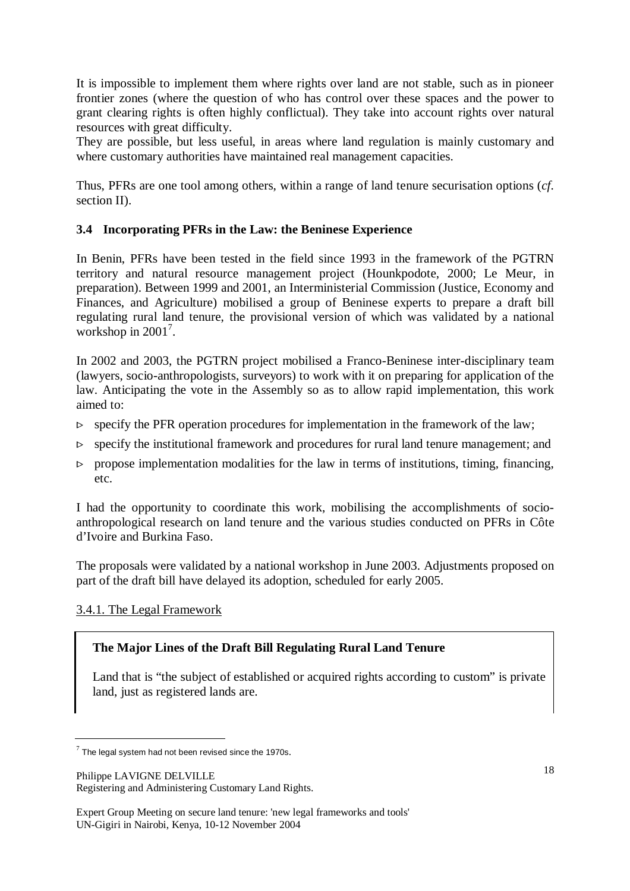It is impossible to implement them where rights over land are not stable, such as in pioneer frontier zones (where the question of who has control over these spaces and the power to grant clearing rights is often highly conflictual). They take into account rights over natural resources with great difficulty.

They are possible, but less useful, in areas where land regulation is mainly customary and where customary authorities have maintained real management capacities.

Thus, PFRs are one tool among others, within a range of land tenure securisation options (*cf.* section II).

### 3.4 Incorporating PFRs in the Law: the Beninese Experience

In Benin, PFRs have been tested in the field since 1993 in the framework of the PGTRN territory and natural resource management project (Hounkpodote, 2000; Le Meur, in preparation). Between 1999 and 2001, an Interministerial Commission (Justice, Economy and Finances, and Agriculture) mobilised a group of Beninese experts to prepare a draft bill regulating rural land tenure, the provisional version of which was validated by a national workshop in 2001[7].

In 2002 and 2003, the PGTRN project mobilised a Franco-Beninese inter-disciplinary team (lawyers, socio-anthropologists, surveyors) to work with it on preparing for application of the law. Anticipating the vote in the Assembly so as to allow rapid implementation, this work aimed to:

- specify the PFR operation procedures for implementation in the framework of the law;
- specify the institutional framework and procedures for rural land tenure management; and
- propose implementation modalities for the law in terms of institutions, timing, financing, etc.

I had the opportunity to coordinate this work, mobilising the accomplishments of socio-anthropological research on land tenure and the various studies conducted on PFRs in Côte d'Ivoire and Burkina Faso.

The proposals were validated by a national workshop in June 2003. Adjustments proposed on part of the draft bill have delayed its adoption, scheduled for early 2005.

#### 3.4.1. The Legal Framework

**The Major Lines of the Draft Bill Regulating Rural Land Tenure**

Land that is "the subject of established or acquired rights according to custom" is private land, just as registered lands are.

[7] The legal system had not been revised since the 1970s.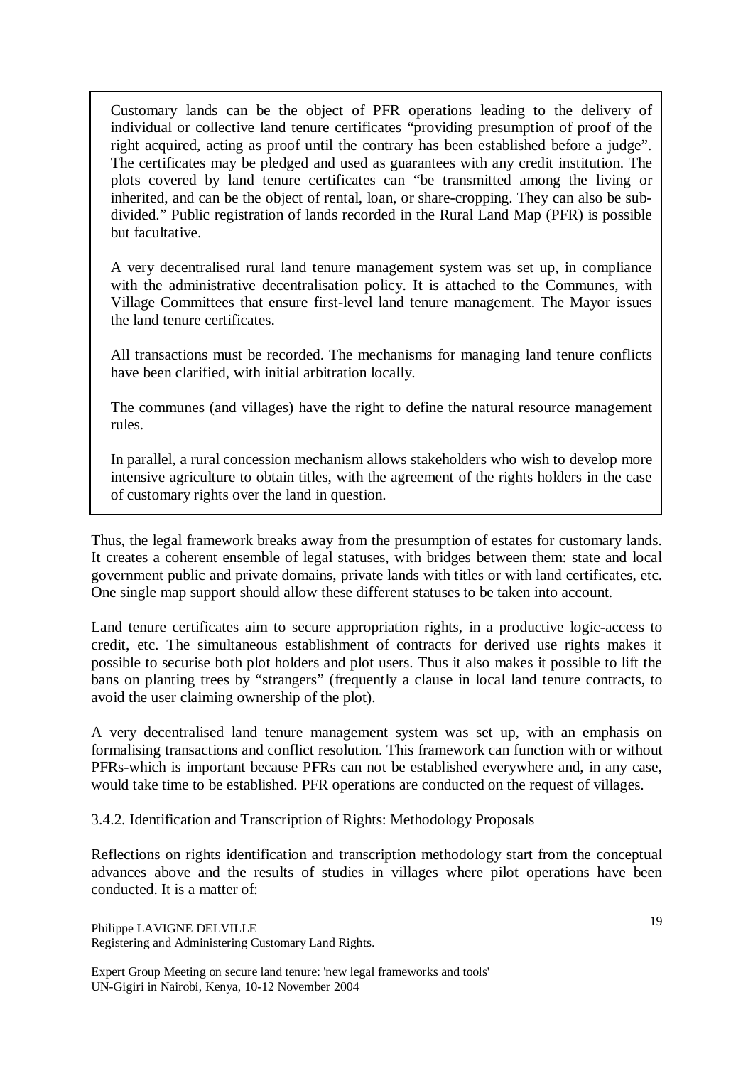> Customary lands can be the object of PFR operations leading to the delivery of individual or collective land tenure certificates "providing presumption of proof of the right acquired, acting as proof until the contrary has been established before a judge". The certificates may be pledged and used as guarantees with any credit institution. The plots covered by land tenure certificates can "be transmitted among the living or inherited, and can be the object of rental, loan, or share-cropping. They can also be sub-divided." Public registration of lands recorded in the Rural Land Map (PFR) is possible but facultative.
>
> A very decentralised rural land tenure management system was set up, in compliance with the administrative decentralisation policy. It is attached to the Communes, with Village Committees that ensure first-level land tenure management. The Mayor issues the land tenure certificates.
>
> All transactions must be recorded. The mechanisms for managing land tenure conflicts have been clarified, with initial arbitration locally.
>
> The communes (and villages) have the right to define the natural resource management rules.
>
> In parallel, a rural concession mechanism allows stakeholders who wish to develop more intensive agriculture to obtain titles, with the agreement of the rights holders in the case of customary rights over the land in question.

Thus, the legal framework breaks away from the presumption of estates for customary lands. It creates a coherent ensemble of legal statuses, with bridges between them: state and local government public and private domains, private lands with titles or with land certificates, etc. One single map support should allow these different statuses to be taken into account.

Land tenure certificates aim to secure appropriation rights, in a productive logic-access to credit, etc. The simultaneous establishment of contracts for derived use rights makes it possible to securise both plot holders and plot users. Thus it also makes it possible to lift the bans on planting trees by "strangers" (frequently a clause in local land tenure contracts, to avoid the user claiming ownership of the plot).

A very decentralised land tenure management system was set up, with an emphasis on formalising transactions and conflict resolution. This framework can function with or without PFRs-which is important because PFRs can not be established everywhere and, in any case, would take time to be established. PFR operations are conducted on the request of villages.

### 3.4.2. Identification and Transcription of Rights: Methodology Proposals

Reflections on rights identification and transcription methodology start from the conceptual advances above and the results of studies in villages where pilot operations have been conducted. It is a matter of: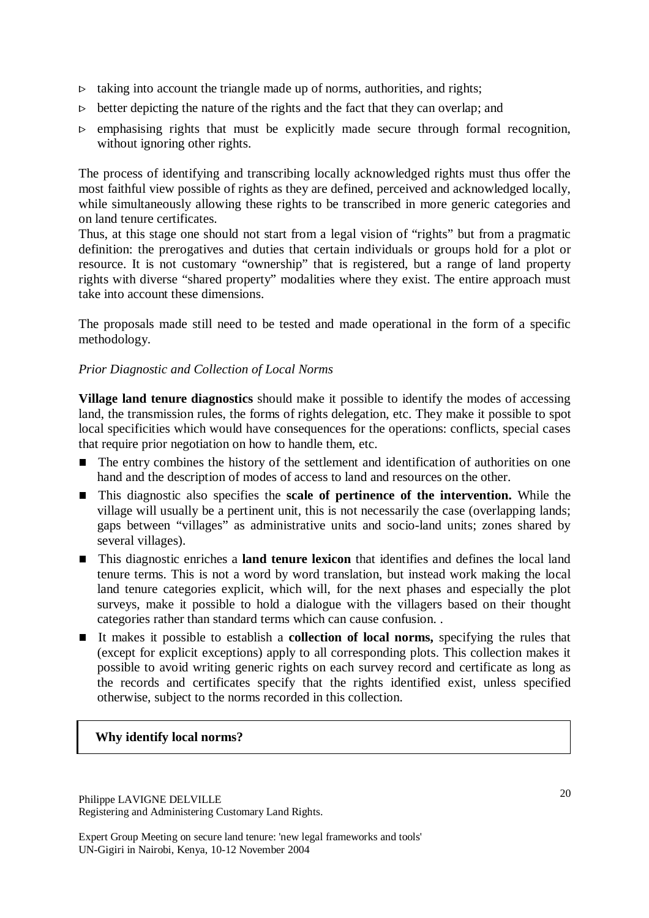- taking into account the triangle made up of norms, authorities, and rights;
- better depicting the nature of the rights and the fact that they can overlap; and
- emphasising rights that must be explicitly made secure through formal recognition, without ignoring other rights.

The process of identifying and transcribing locally acknowledged rights must thus offer the most faithful view possible of rights as they are defined, perceived and acknowledged locally, while simultaneously allowing these rights to be transcribed in more generic categories and on land tenure certificates.

Thus, at this stage one should not start from a legal vision of "rights" but from a pragmatic definition: the prerogatives and duties that certain individuals or groups hold for a plot or resource. It is not customary "ownership" that is registered, but a range of land property rights with diverse "shared property" modalities where they exist. The entire approach must take into account these dimensions.

The proposals made still need to be tested and made operational in the form of a specific methodology.

*Prior Diagnostic and Collection of Local Norms*

**Village land tenure diagnostics** should make it possible to identify the modes of accessing land, the transmission rules, the forms of rights delegation, etc. They make it possible to spot local specificities which would have consequences for the operations: conflicts, special cases that require prior negotiation on how to handle them, etc.

- The entry combines the history of the settlement and identification of authorities on one hand and the description of modes of access to land and resources on the other.
- This diagnostic also specifies the **scale of pertinence of the intervention.** While the village will usually be a pertinent unit, this is not necessarily the case (overlapping lands; gaps between "villages" as administrative units and socio-land units; zones shared by several villages).
- This diagnostic enriches a **land tenure lexicon** that identifies and defines the local land tenure terms. This is not a word by word translation, but instead work making the local land tenure categories explicit, which will, for the next phases and especially the plot surveys, make it possible to hold a dialogue with the villagers based on their thought categories rather than standard terms which can cause confusion. .
- It makes it possible to establish a **collection of local norms,** specifying the rules that (except for explicit exceptions) apply to all corresponding plots. This collection makes it possible to avoid writing generic rights on each survey record and certificate as long as the records and certificates specify that the rights identified exist, unless specified otherwise, subject to the norms recorded in this collection.

**Why identify local norms?**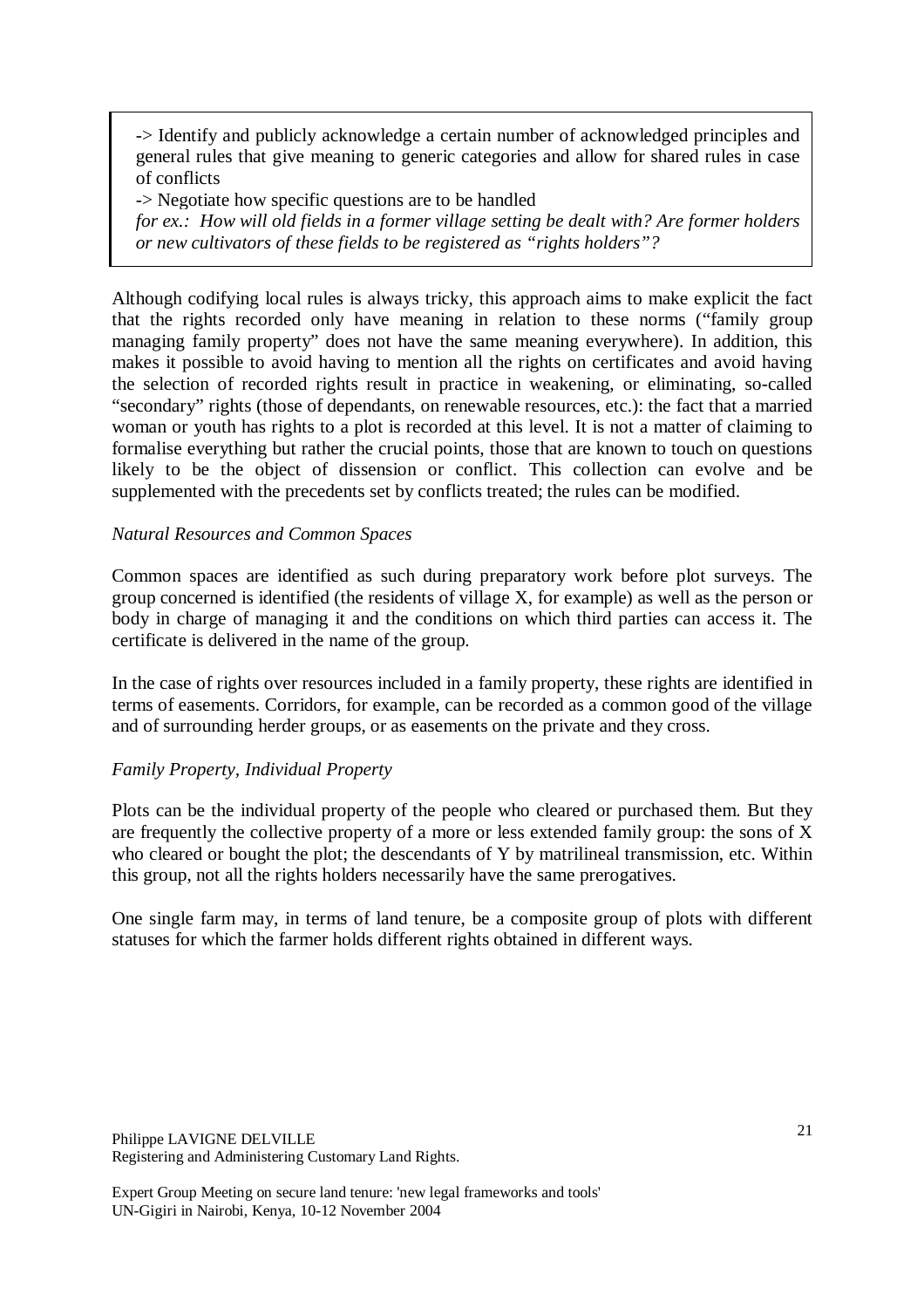-> Identify and publicly acknowledge a certain number of acknowledged principles and general rules that give meaning to generic categories and allow for shared rules in case of conflicts

-> Negotiate how specific questions are to be handled

*for ex.: How will old fields in a former village setting be dealt with? Are former holders or new cultivators of these fields to be registered as "rights holders"?*

Although codifying local rules is always tricky, this approach aims to make explicit the fact that the rights recorded only have meaning in relation to these norms ("family group managing family property" does not have the same meaning everywhere). In addition, this makes it possible to avoid having to mention all the rights on certificates and avoid having the selection of recorded rights result in practice in weakening, or eliminating, so-called "secondary" rights (those of dependants, on renewable resources, etc.): the fact that a married woman or youth has rights to a plot is recorded at this level. It is not a matter of claiming to formalise everything but rather the crucial points, those that are known to touch on questions likely to be the object of dissension or conflict. This collection can evolve and be supplemented with the precedents set by conflicts treated; the rules can be modified.

*Natural Resources and Common Spaces*

Common spaces are identified as such during preparatory work before plot surveys. The group concerned is identified (the residents of village X, for example) as well as the person or body in charge of managing it and the conditions on which third parties can access it. The certificate is delivered in the name of the group.

In the case of rights over resources included in a family property, these rights are identified in terms of easements. Corridors, for example, can be recorded as a common good of the village and of surrounding herder groups, or as easements on the private and they cross.

*Family Property, Individual Property*

Plots can be the individual property of the people who cleared or purchased them. But they are frequently the collective property of a more or less extended family group: the sons of X who cleared or bought the plot; the descendants of Y by matrilineal transmission, etc. Within this group, not all the rights holders necessarily have the same prerogatives.

One single farm may, in terms of land tenure, be a composite group of plots with different statuses for which the farmer holds different rights obtained in different ways.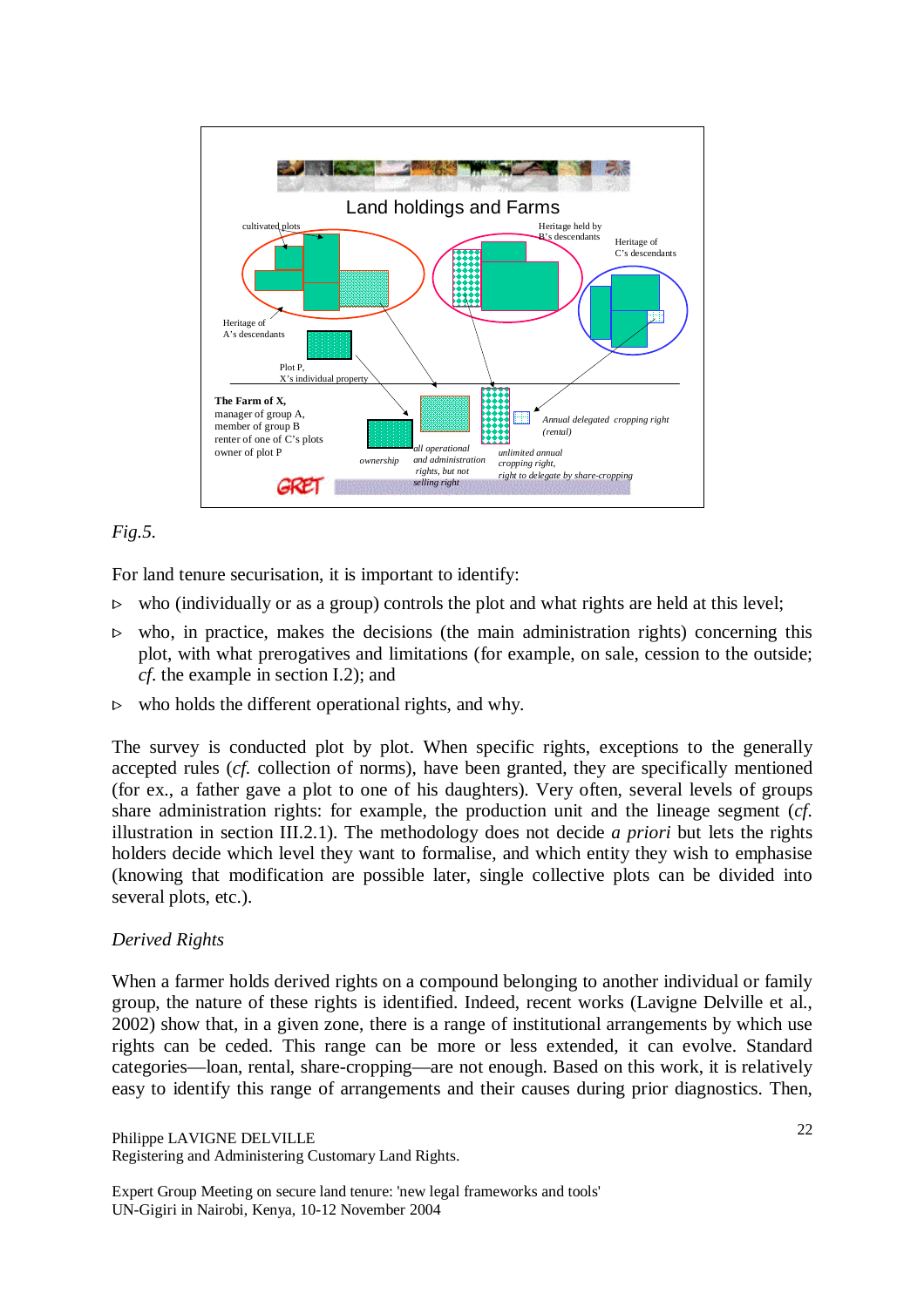Land holdings and Farms

cultivated plots

Heritage held by B's descendants

Heritage of C's descendants

Heritage of A's descendants

Plot P, X's individual property

**The Farm of X,**
manager of group A,
member of group B
renter of one of C's plots
owner of plot P

*Annual delegated cropping right (rental)*

ownership

*all operational and administration rights, but not selling right*

*unlimited annual cropping right, right to delegate by share-cropping*

GRET

*Fig.5.*

For land tenure securisation, it is important to identify:

- who (individually or as a group) controls the plot and what rights are held at this level;
- who, in practice, makes the decisions (the main administration rights) concerning this plot, with what prerogatives and limitations (for example, on sale, cession to the outside; *cf*. the example in section I.2); and
- who holds the different operational rights, and why.

The survey is conducted plot by plot. When specific rights, exceptions to the generally accepted rules (*cf.* collection of norms), have been granted, they are specifically mentioned (for ex., a father gave a plot to one of his daughters). Very often, several levels of groups share administration rights: for example, the production unit and the lineage segment (*cf.* illustration in section III.2.1). The methodology does not decide *a priori* but lets the rights holders decide which level they want to formalise, and which entity they wish to emphasise (knowing that modification are possible later, single collective plots can be divided into several plots, etc.).

*Derived Rights*

When a farmer holds derived rights on a compound belonging to another individual or family group, the nature of these rights is identified. Indeed, recent works (Lavigne Delville et al., 2002) show that, in a given zone, there is a range of institutional arrangements by which use rights can be ceded. This range can be more or less extended, it can evolve. Standard categories—loan, rental, share-cropping—are not enough. Based on this work, it is relatively easy to identify this range of arrangements and their causes during prior diagnostics. Then,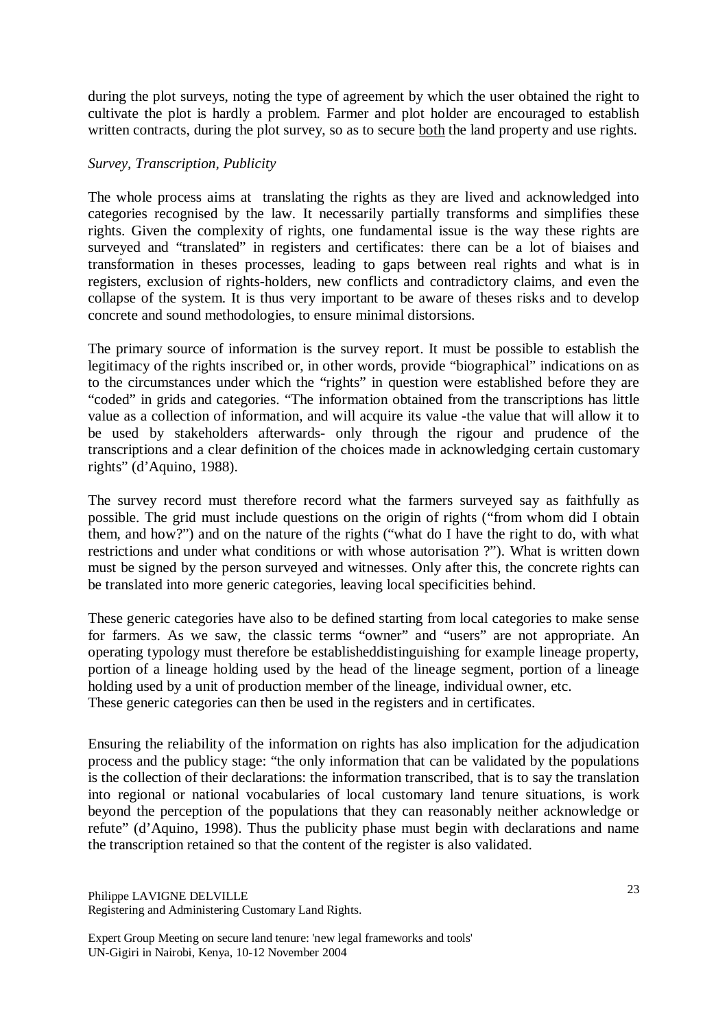during the plot surveys, noting the type of agreement by which the user obtained the right to cultivate the plot is hardly a problem. Farmer and plot holder are encouraged to establish written contracts, during the plot survey, so as to secure <u>both</u> the land property and use rights.

*Survey, Transcription, Publicity*

The whole process aims at translating the rights as they are lived and acknowledged into categories recognised by the law. It necessarily partially transforms and simplifies these rights. Given the complexity of rights, one fundamental issue is the way these rights are surveyed and "translated" in registers and certificates: there can be a lot of biaises and transformation in theses processes, leading to gaps between real rights and what is in registers, exclusion of rights-holders, new conflicts and contradictory claims, and even the collapse of the system. It is thus very important to be aware of theses risks and to develop concrete and sound methodologies, to ensure minimal distorsions.

The primary source of information is the survey report. It must be possible to establish the legitimacy of the rights inscribed or, in other words, provide "biographical" indications on as to the circumstances under which the "rights" in question were established before they are "coded" in grids and categories. "The information obtained from the transcriptions has little value as a collection of information, and will acquire its value -the value that will allow it to be used by stakeholders afterwards- only through the rigour and prudence of the transcriptions and a clear definition of the choices made in acknowledging certain customary rights" (d'Aquino, 1988).

The survey record must therefore record what the farmers surveyed say as faithfully as possible. The grid must include questions on the origin of rights ("from whom did I obtain them, and how?") and on the nature of the rights ("what do I have the right to do, with what restrictions and under what conditions or with whose autorisation ?"). What is written down must be signed by the person surveyed and witnesses. Only after this, the concrete rights can be translated into more generic categories, leaving local specificities behind.

These generic categories have also to be defined starting from local categories to make sense for farmers. As we saw, the classic terms "owner" and "users" are not appropriate. An operating typology must therefore be establisheddistinguishing for example lineage property, portion of a lineage holding used by the head of the lineage segment, portion of a lineage holding used by a unit of production member of the lineage, individual owner, etc.
These generic categories can then be used in the registers and in certificates.

Ensuring the reliability of the information on rights has also implication for the adjudication process and the publicy stage: "the only information that can be validated by the populations is the collection of their declarations: the information transcribed, that is to say the translation into regional or national vocabularies of local customary land tenure situations, is work beyond the perception of the populations that they can reasonably neither acknowledge or refute" (d'Aquino, 1998). Thus the publicity phase must begin with declarations and name the transcription retained so that the content of the register is also validated.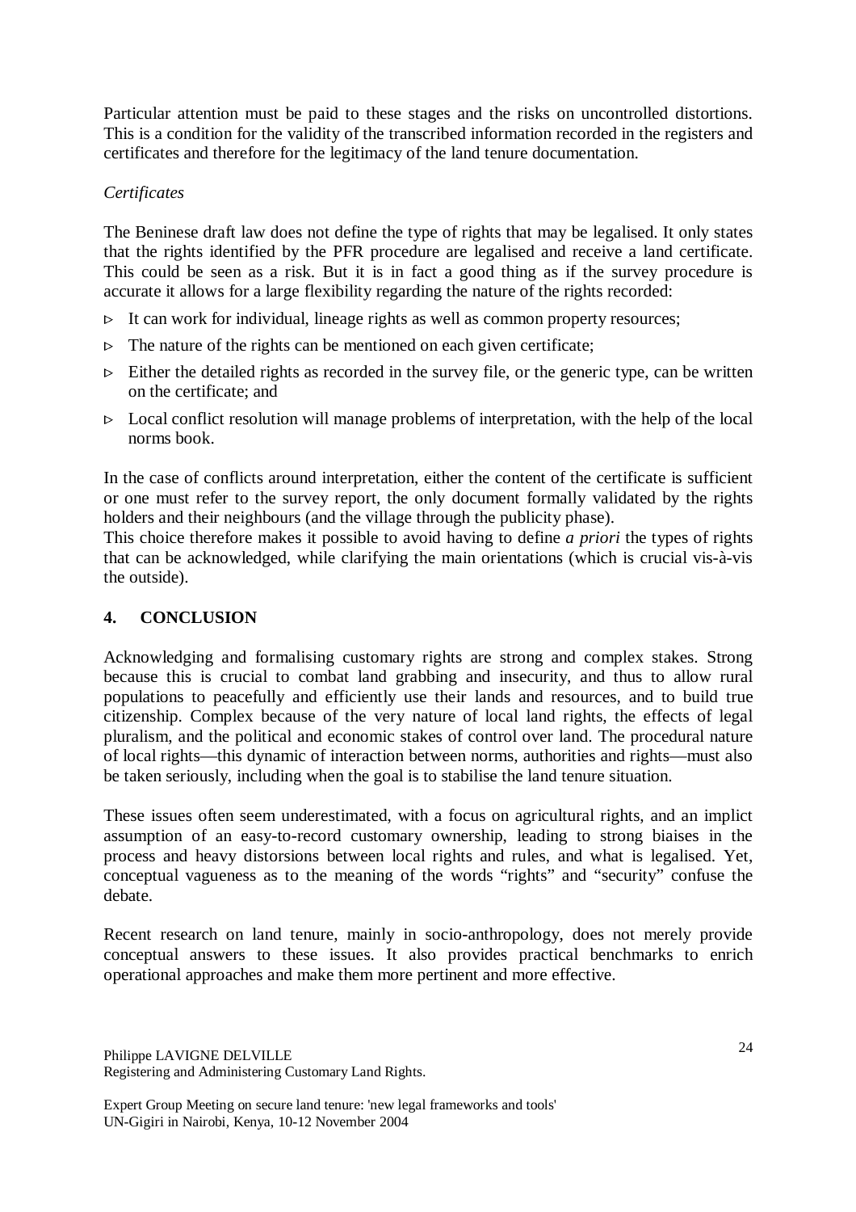Particular attention must be paid to these stages and the risks on uncontrolled distortions. This is a condition for the validity of the transcribed information recorded in the registers and certificates and therefore for the legitimacy of the land tenure documentation.

*Certificates*

The Beninese draft law does not define the type of rights that may be legalised. It only states that the rights identified by the PFR procedure are legalised and receive a land certificate. This could be seen as a risk. But it is in fact a good thing as if the survey procedure is accurate it allows for a large flexibility regarding the nature of the rights recorded:

- It can work for individual, lineage rights as well as common property resources;
- The nature of the rights can be mentioned on each given certificate;
- Either the detailed rights as recorded in the survey file, or the generic type, can be written on the certificate; and
- Local conflict resolution will manage problems of interpretation, with the help of the local norms book.

In the case of conflicts around interpretation, either the content of the certificate is sufficient or one must refer to the survey report, the only document formally validated by the rights holders and their neighbours (and the village through the publicity phase).
This choice therefore makes it possible to avoid having to define *a priori* the types of rights that can be acknowledged, while clarifying the main orientations (which is crucial vis-à-vis the outside).

## 4. CONCLUSION

Acknowledging and formalising customary rights are strong and complex stakes. Strong because this is crucial to combat land grabbing and insecurity, and thus to allow rural populations to peacefully and efficiently use their lands and resources, and to build true citizenship. Complex because of the very nature of local land rights, the effects of legal pluralism, and the political and economic stakes of control over land. The procedural nature of local rights—this dynamic of interaction between norms, authorities and rights—must also be taken seriously, including when the goal is to stabilise the land tenure situation.

These issues often seem underestimated, with a focus on agricultural rights, and an implict assumption of an easy-to-record customary ownership, leading to strong biaises in the process and heavy distorsions between local rights and rules, and what is legalised. Yet, conceptual vagueness as to the meaning of the words "rights" and "security" confuse the debate.

Recent research on land tenure, mainly in socio-anthropology, does not merely provide conceptual answers to these issues. It also provides practical benchmarks to enrich operational approaches and make them more pertinent and more effective.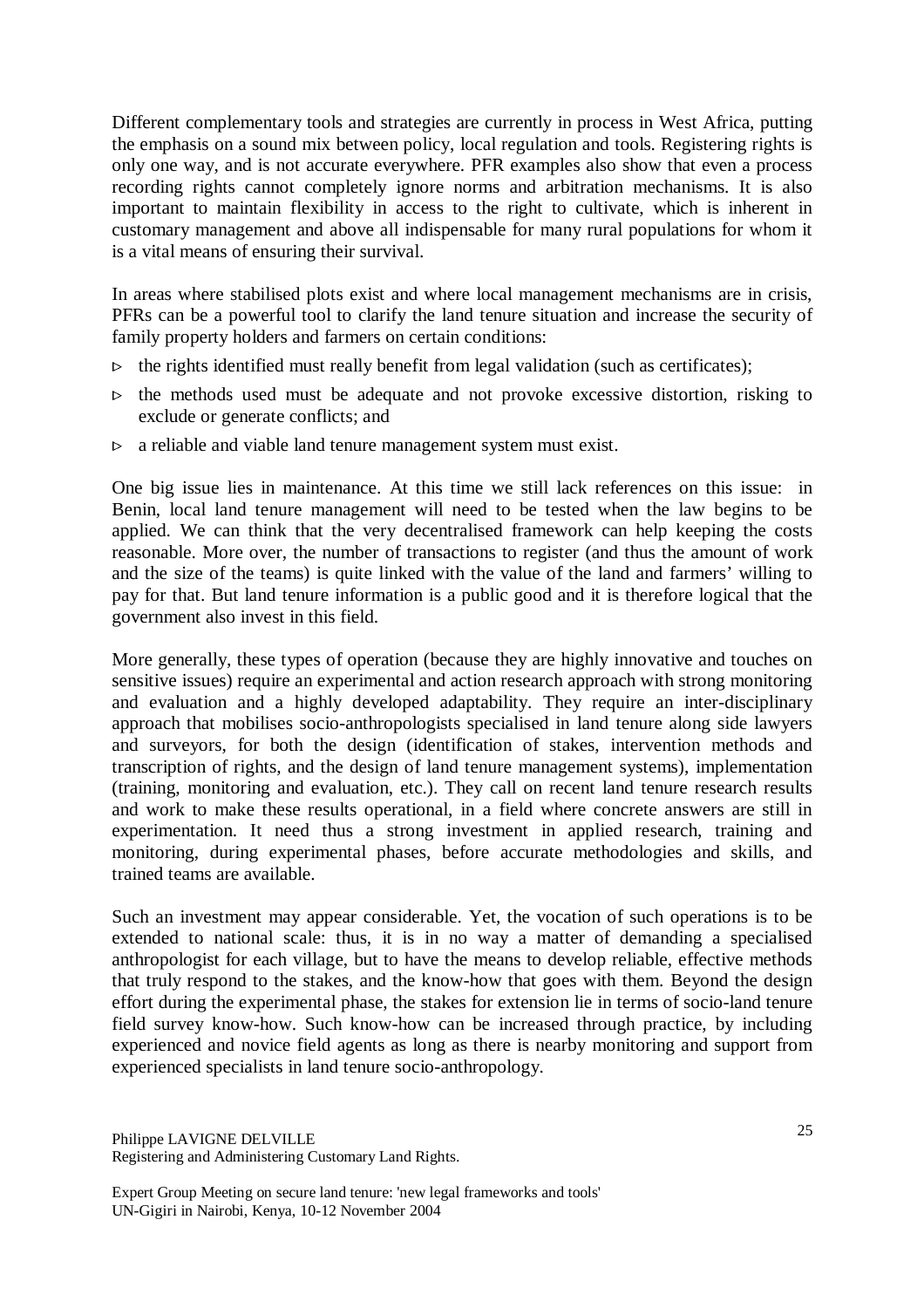Different complementary tools and strategies are currently in process in West Africa, putting the emphasis on a sound mix between policy, local regulation and tools. Registering rights is only one way, and is not accurate everywhere. PFR examples also show that even a process recording rights cannot completely ignore norms and arbitration mechanisms. It is also important to maintain flexibility in access to the right to cultivate, which is inherent in customary management and above all indispensable for many rural populations for whom it is a vital means of ensuring their survival.

In areas where stabilised plots exist and where local management mechanisms are in crisis, PFRs can be a powerful tool to clarify the land tenure situation and increase the security of family property holders and farmers on certain conditions:

- the rights identified must really benefit from legal validation (such as certificates);
- the methods used must be adequate and not provoke excessive distortion, risking to exclude or generate conflicts; and
- a reliable and viable land tenure management system must exist.

One big issue lies in maintenance. At this time we still lack references on this issue: in Benin, local land tenure management will need to be tested when the law begins to be applied. We can think that the very decentralised framework can help keeping the costs reasonable. More over, the number of transactions to register (and thus the amount of work and the size of the teams) is quite linked with the value of the land and farmers' willing to pay for that. But land tenure information is a public good and it is therefore logical that the government also invest in this field.

More generally, these types of operation (because they are highly innovative and touches on sensitive issues) require an experimental and action research approach with strong monitoring and evaluation and a highly developed adaptability. They require an inter-disciplinary approach that mobilises socio-anthropologists specialised in land tenure along side lawyers and surveyors, for both the design (identification of stakes, intervention methods and transcription of rights, and the design of land tenure management systems), implementation (training, monitoring and evaluation, etc.). They call on recent land tenure research results and work to make these results operational, in a field where concrete answers are still in experimentation. It need thus a strong investment in applied research, training and monitoring, during experimental phases, before accurate methodologies and skills, and trained teams are available.

Such an investment may appear considerable. Yet, the vocation of such operations is to be extended to national scale: thus, it is in no way a matter of demanding a specialised anthropologist for each village, but to have the means to develop reliable, effective methods that truly respond to the stakes, and the know-how that goes with them. Beyond the design effort during the experimental phase, the stakes for extension lie in terms of socio-land tenure field survey know-how. Such know-how can be increased through practice, by including experienced and novice field agents as long as there is nearby monitoring and support from experienced specialists in land tenure socio-anthropology.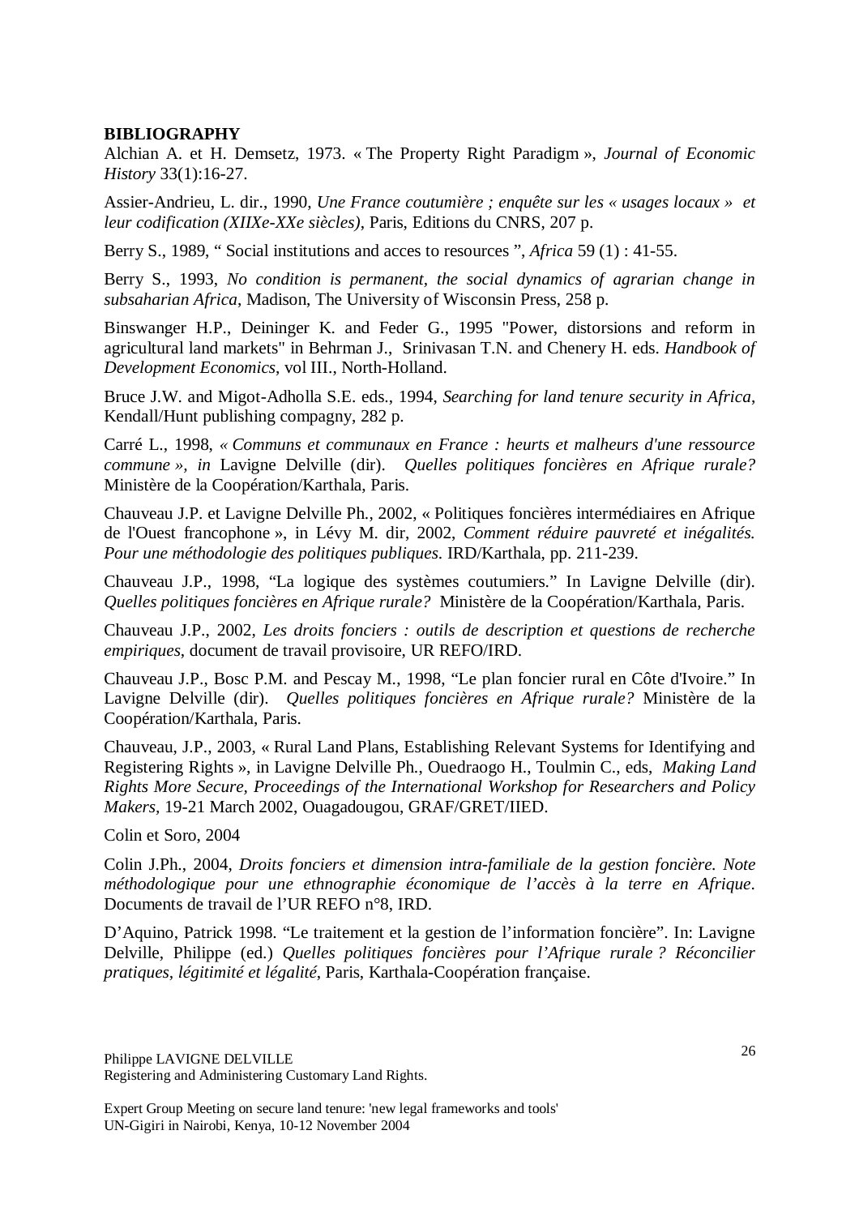**BIBLIOGRAPHY**

Alchian A. et H. Demsetz, 1973. « The Property Right Paradigm », *Journal of Economic History* 33(1):16-27.

Assier-Andrieu, L. dir., 1990, *Une France coutumière ; enquête sur les « usages locaux » et leur codification (XIIXe-XXe siècles)*, Paris, Editions du CNRS, 207 p.

Berry S., 1989, " Social institutions and acces to resources ", *Africa* 59 (1) : 41-55.

Berry S., 1993, *No condition is permanent, the social dynamics of agrarian change in subsaharian Africa*, Madison, The University of Wisconsin Press, 258 p.

Binswanger H.P., Deininger K. and Feder G., 1995 "Power, distorsions and reform in agricultural land markets" in Behrman J., Srinivasan T.N. and Chenery H. eds. *Handbook of Development Economics*, vol III., North-Holland.

Bruce J.W. and Migot-Adholla S.E. eds., 1994, *Searching for land tenure security in Africa*, Kendall/Hunt publishing compagny, 282 p.

Carré L., 1998, *« Communs et communaux en France : heurts et malheurs d'une ressource commune », in* Lavigne Delville (dir). *Quelles politiques foncières en Afrique rurale?* Ministère de la Coopération/Karthala, Paris.

Chauveau J.P. et Lavigne Delville Ph., 2002, « Politiques foncières intermédiaires en Afrique de l'Ouest francophone », in Lévy M. dir, 2002, *Comment réduire pauvreté et inégalités. Pour une méthodologie des politiques publiques*. IRD/Karthala, pp. 211-239.

Chauveau J.P., 1998, "La logique des systèmes coutumiers." In Lavigne Delville (dir). *Quelles politiques foncières en Afrique rurale?* Ministère de la Coopération/Karthala, Paris.

Chauveau J.P., 2002, *Les droits fonciers : outils de description et questions de recherche empiriques*, document de travail provisoire, UR REFO/IRD.

Chauveau J.P., Bosc P.M. and Pescay M., 1998, "Le plan foncier rural en Côte d'Ivoire." In Lavigne Delville (dir). *Quelles politiques foncières en Afrique rurale?* Ministère de la Coopération/Karthala, Paris.

Chauveau, J.P., 2003, « Rural Land Plans, Establishing Relevant Systems for Identifying and Registering Rights », in Lavigne Delville Ph., Ouedraogo H., Toulmin C., eds, *Making Land Rights More Secure, Proceedings of the International Workshop for Researchers and Policy Makers*, 19-21 March 2002, Ouagadougou, GRAF/GRET/IIED.

Colin et Soro, 2004

Colin J.Ph., 2004, *Droits fonciers et dimension intra-familiale de la gestion foncière. Note méthodologique pour une ethnographie économique de l'accès à la terre en Afrique*. Documents de travail de l'UR REFO n°8, IRD.

D'Aquino, Patrick 1998. "Le traitement et la gestion de l'information foncière". In: Lavigne Delville, Philippe (ed.) *Quelles politiques foncières pour l'Afrique rurale ? Réconcilier pratiques, légitimité et légalité*, Paris, Karthala-Coopération française.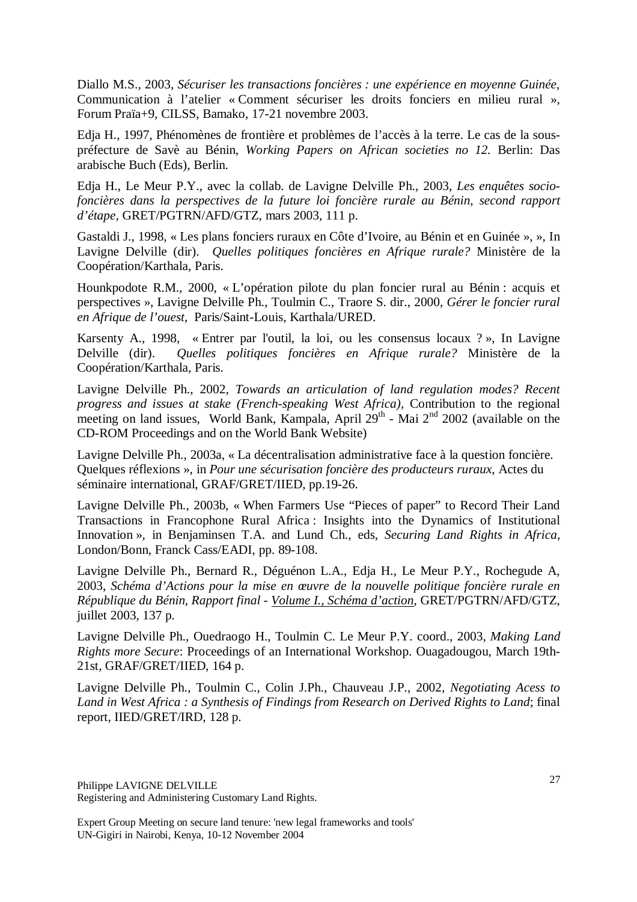Diallo M.S., 2003, *Sécuriser les transactions foncières : une expérience en moyenne Guinée*, Communication à l'atelier « Comment sécuriser les droits fonciers en milieu rural », Forum Praïa+9, CILSS, Bamako, 17-21 novembre 2003.

Edja H., 1997, Phénomènes de frontière et problèmes de l'accès à la terre. Le cas de la sous-préfecture de Savè au Bénin, *Working Papers on African societies no 12.* Berlin: Das arabische Buch (Eds), Berlin.

Edja H., Le Meur P.Y., avec la collab. de Lavigne Delville Ph., 2003, *Les enquêtes socio-foncières dans la perspectives de la future loi foncière rurale au Bénin, second rapport d'étape*, GRET/PGTRN/AFD/GTZ, mars 2003, 111 p.

Gastaldi J., 1998, « Les plans fonciers ruraux en Côte d'Ivoire, au Bénin et en Guinée », », In Lavigne Delville (dir). *Quelles politiques foncières en Afrique rurale?* Ministère de la Coopération/Karthala, Paris.

Hounkpodote R.M., 2000, « L'opération pilote du plan foncier rural au Bénin : acquis et perspectives », Lavigne Delville Ph., Toulmin C., Traore S. dir., 2000, *Gérer le foncier rural en Afrique de l'ouest*, Paris/Saint-Louis, Karthala/URED.

Karsenty A., 1998, « Entrer par l'outil, la loi, ou les consensus locaux ? », In Lavigne Delville (dir). *Quelles politiques foncières en Afrique rurale?* Ministère de la Coopération/Karthala, Paris.

Lavigne Delville Ph., 2002, *Towards an articulation of land regulation modes? Recent progress and issues at stake (French-speaking West Africa)*, Contribution to the regional meeting on land issues, World Bank, Kampala, April 29th - Mai 2nd 2002 (available on the CD-ROM Proceedings and on the World Bank Website)

Lavigne Delville Ph., 2003a, « La décentralisation administrative face à la question foncière. Quelques réflexions », in *Pour une sécurisation foncière des producteurs ruraux*, Actes du séminaire international, GRAF/GRET/IIED, pp.19-26.

Lavigne Delville Ph., 2003b, « When Farmers Use "Pieces of paper" to Record Their Land Transactions in Francophone Rural Africa : Insights into the Dynamics of Institutional Innovation », in Benjaminsen T.A. and Lund Ch., eds, *Securing Land Rights in Africa*, London/Bonn, Franck Cass/EADI, pp. 89-108.

Lavigne Delville Ph., Bernard R., Déguénon L.A., Edja H., Le Meur P.Y., Rochegude A, 2003, *Schéma d'Actions pour la mise en œuvre de la nouvelle politique foncière rurale en République du Bénin, Rapport final - Volume I., Schéma d'action*, GRET/PGTRN/AFD/GTZ, juillet 2003, 137 p.

Lavigne Delville Ph., Ouedraogo H., Toulmin C. Le Meur P.Y. coord., 2003, *Making Land Rights more Secure*: Proceedings of an International Workshop. Ouagadougou, March 19th-21st, GRAF/GRET/IIED, 164 p.

Lavigne Delville Ph., Toulmin C., Colin J.Ph., Chauveau J.P., 2002, *Negotiating Acess to Land in West Africa : a Synthesis of Findings from Research on Derived Rights to Land*; final report, IIED/GRET/IRD, 128 p.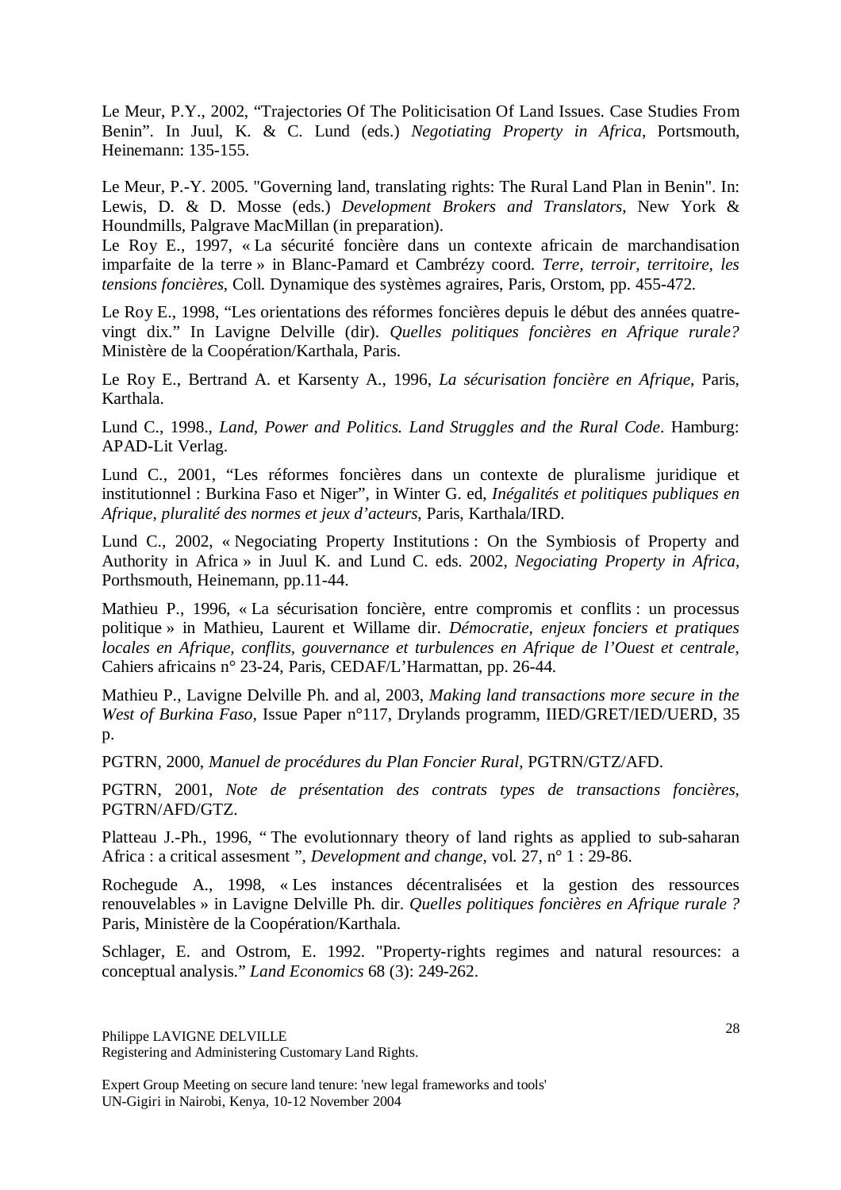Le Meur, P.Y., 2002, "Trajectories Of The Politicisation Of Land Issues. Case Studies From Benin". In Juul, K. & C. Lund (eds.) *Negotiating Property in Africa*, Portsmouth, Heinemann: 135-155.

Le Meur, P.-Y. 2005. "Governing land, translating rights: The Rural Land Plan in Benin". In: Lewis, D. & D. Mosse (eds.) *Development Brokers and Translators*, New York & Houndmills, Palgrave MacMillan (in preparation).

Le Roy E., 1997, « La sécurité foncière dans un contexte africain de marchandisation imparfaite de la terre » in Blanc-Pamard et Cambrézy coord. *Terre, terroir, territoire, les tensions foncières*, Coll. Dynamique des systèmes agraires, Paris, Orstom, pp. 455-472.

Le Roy E., 1998, "Les orientations des réformes foncières depuis le début des années quatre-vingt dix." In Lavigne Delville (dir). *Quelles politiques foncières en Afrique rurale?* Ministère de la Coopération/Karthala, Paris.

Le Roy E., Bertrand A. et Karsenty A., 1996, *La sécurisation foncière en Afrique*, Paris, Karthala.

Lund C., 1998., *Land, Power and Politics. Land Struggles and the Rural Code*. Hamburg: APAD-Lit Verlag.

Lund C., 2001, "Les réformes foncières dans un contexte de pluralisme juridique et institutionnel : Burkina Faso et Niger", in Winter G. ed, *Inégalités et politiques publiques en Afrique, pluralité des normes et jeux d'acteurs*, Paris, Karthala/IRD.

Lund C., 2002, « Negociating Property Institutions : On the Symbiosis of Property and Authority in Africa » in Juul K. and Lund C. eds. 2002, *Negociating Property in Africa*, Porthsmouth, Heinemann, pp.11-44.

Mathieu P., 1996, « La sécurisation foncière, entre compromis et conflits : un processus politique » in Mathieu, Laurent et Willame dir. *Démocratie, enjeux fonciers et pratiques locales en Afrique, conflits, gouvernance et turbulences en Afrique de l'Ouest et centrale*, Cahiers africains n° 23-24, Paris, CEDAF/L'Harmattan, pp. 26-44.

Mathieu P., Lavigne Delville Ph. and al, 2003, *Making land transactions more secure in the West of Burkina Faso*, Issue Paper n°117, Drylands programm, IIED/GRET/IED/UERD, 35 p.

PGTRN, 2000, *Manuel de procédures du Plan Foncier Rural*, PGTRN/GTZ/AFD.

PGTRN, 2001, *Note de présentation des contrats types de transactions foncières*, PGTRN/AFD/GTZ.

Platteau J.-Ph., 1996, " The evolutionnary theory of land rights as applied to sub-saharan Africa : a critical assesment ", *Development and change*, vol. 27, n° 1 : 29-86.

Rochegude A., 1998, « Les instances décentralisées et la gestion des ressources renouvelables » in Lavigne Delville Ph. dir. *Quelles politiques foncières en Afrique rurale ?* Paris, Ministère de la Coopération/Karthala.

Schlager, E. and Ostrom, E. 1992. "Property-rights regimes and natural resources: a conceptual analysis." *Land Economics* 68 (3): 249-262.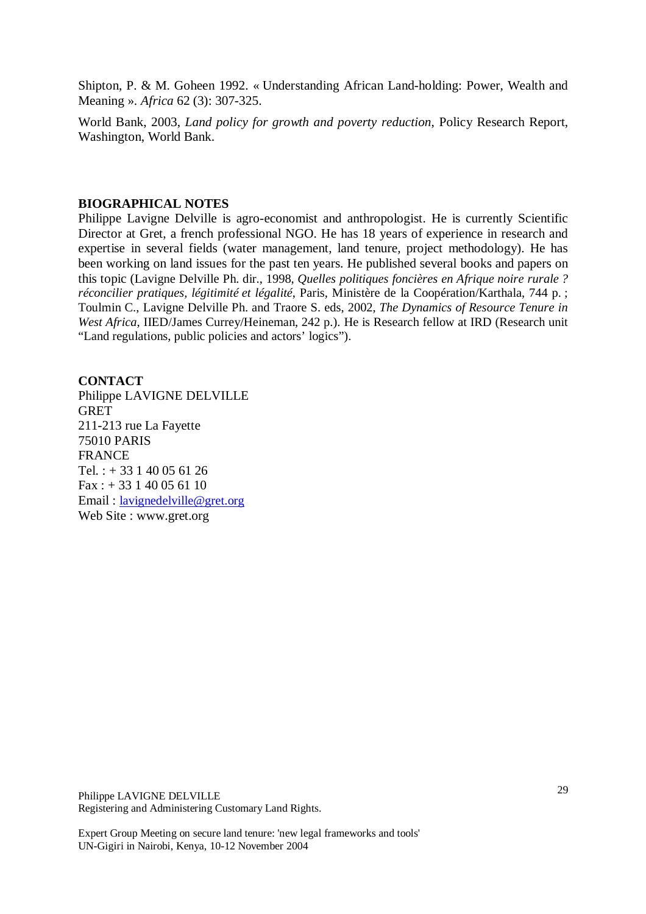Shipton, P. & M. Goheen 1992. « Understanding African Land-holding: Power, Wealth and Meaning ». *Africa* 62 (3): 307-325.

World Bank, 2003, *Land policy for growth and poverty reduction*, Policy Research Report, Washington, World Bank.

## BIOGRAPHICAL NOTES

Philippe Lavigne Delville is agro-economist and anthropologist. He is currently Scientific Director at Gret, a french professional NGO. He has 18 years of experience in research and expertise in several fields (water management, land tenure, project methodology). He has been working on land issues for the past ten years. He published several books and papers on this topic (Lavigne Delville Ph. dir., 1998, *Quelles politiques foncières en Afrique noire rurale ? réconcilier pratiques, légitimité et légalité*, Paris, Ministère de la Coopération/Karthala, 744 p. ; Toulmin C., Lavigne Delville Ph. and Traore S. eds, 2002, *The Dynamics of Resource Tenure in West Africa*, IIED/James Currey/Heineman, 242 p.). He is Research fellow at IRD (Research unit "Land regulations, public policies and actors' logics").

## CONTACT

Philippe LAVIGNE DELVILLE
GRET
211-213 rue La Fayette
75010 PARIS
FRANCE
Tel. : + 33 1 40 05 61 26
Fax : + 33 1 40 05 61 10
Email : lavignedelville@gret.org
Web Site : www.gret.org